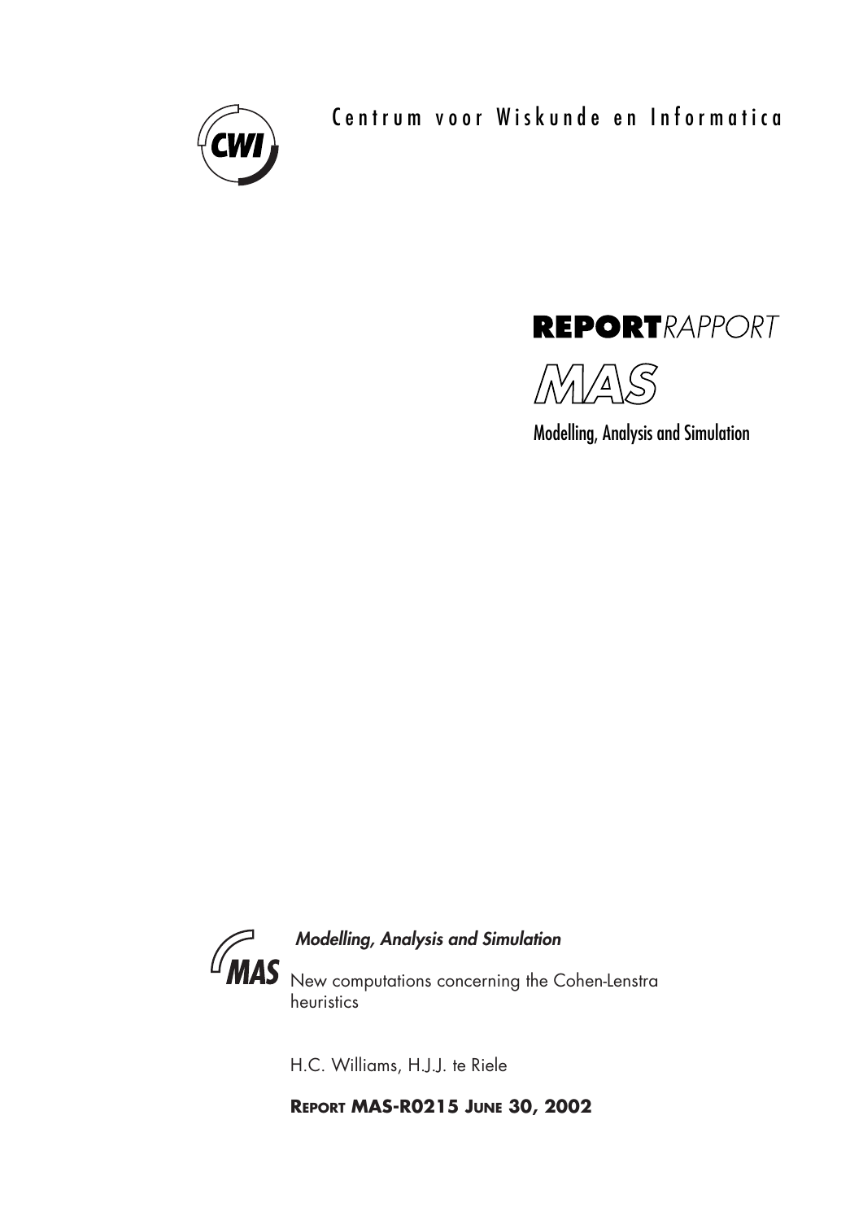Centrum voor Wiskunde en Informatica

**REPORT** *RAPPORT*

MAS

Modelling, Analysis and Simulation

*Modelling, Analysis and Simulation*

New computations concerning the Cohen-Lenstra heuristics

H.C. Williams, H.J.J. te Riele

**REPORT MAS-R0215 JUNE 30, 2002**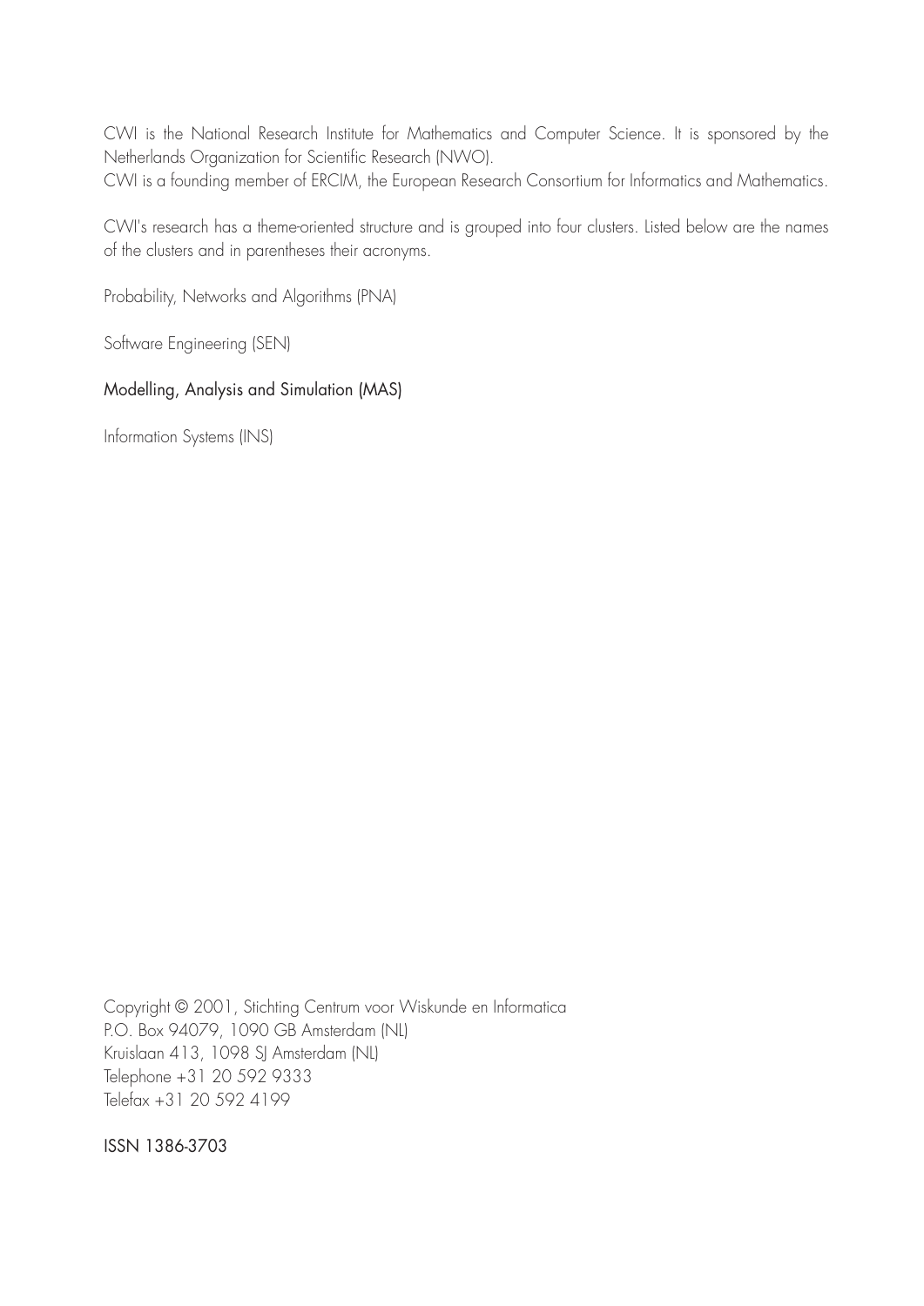CWI is the National Research Institute for Mathematics and Computer Science. It is sponsored by the Netherlands Organization for Scientific Research (NWO).
CWI is a founding member of ERCIM, the European Research Consortium for Informatics and Mathematics.

CWI's research has a theme-oriented structure and is grouped into four clusters. Listed below are the names of the clusters and in parentheses their acronyms.

Probability, Networks and Algorithms (PNA)

Software Engineering (SEN)

Modelling, Analysis and Simulation (MAS)

Information Systems (INS)

Copyright © 2001, Stichting Centrum voor Wiskunde en Informatica
P.O. Box 94079, 1090 GB Amsterdam (NL)
Kruislaan 413, 1098 SJ Amsterdam (NL)
Telephone +31 20 592 9333
Telefax +31 20 592 4199

ISSN 1386-3703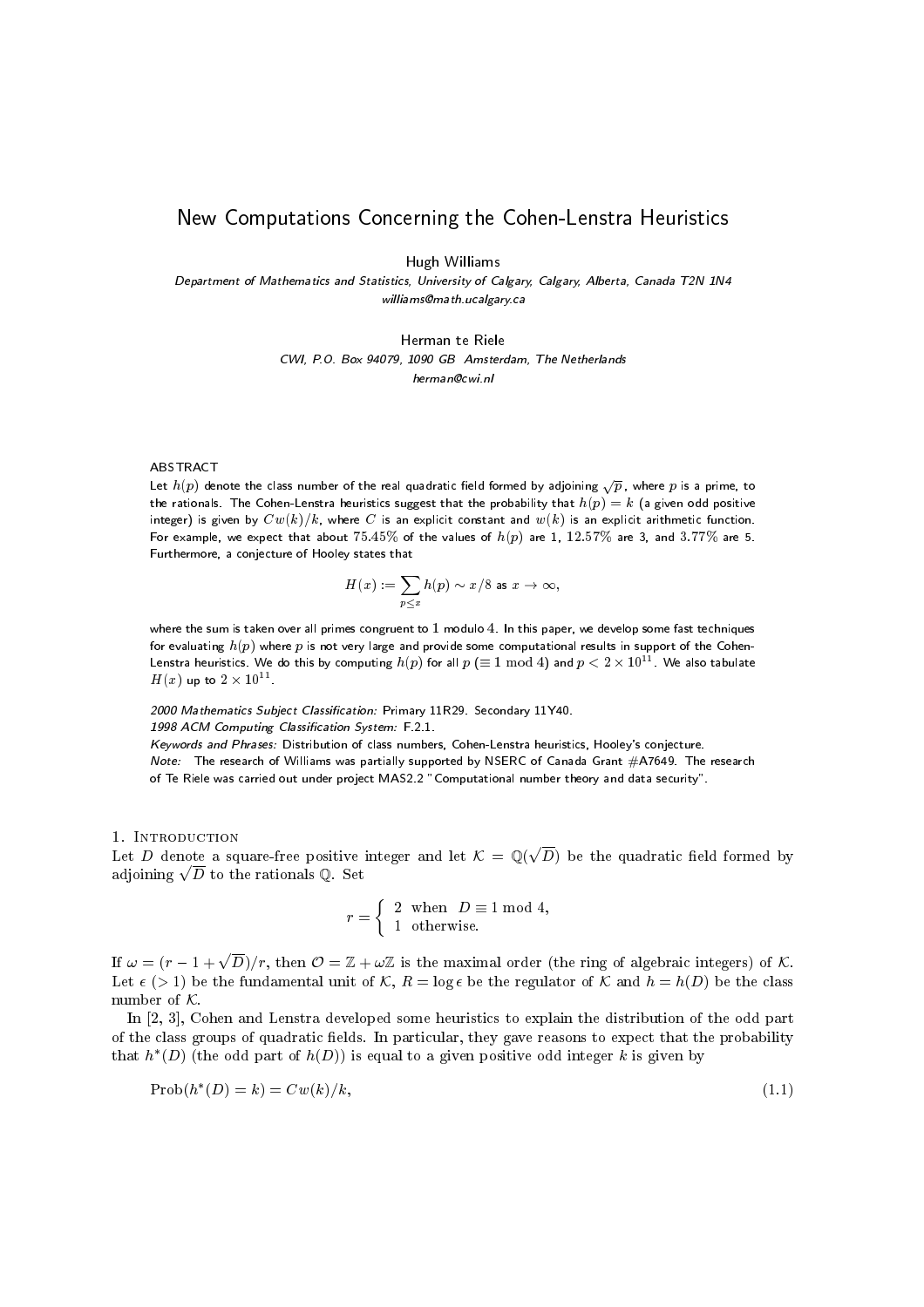# New Computations Concerning the Cohen-Lenstra Heuristics

Hugh Williams

*Department of Mathematics and Statistics, University of Calgary, Calgary, Alberta, Canada T2N 1N4*
*williams@math.ucalgary.ca*

Herman te Riele

*CWI, P.O. Box 94079, 1090 GB Amsterdam, The Netherlands*
*herman@cwi.nl*

## ABSTRACT

Let $h(p)$ denote the class number of the real quadratic field formed by adjoining $\sqrt{p}$, where $p$ is a prime, to the rationals. The Cohen-Lenstra heuristics suggest that the probability that $h(p) = k$ (a given odd positive integer) is given by $Cw(k)/k$, where $C$ is an explicit constant and $w(k)$ is an explicit arithmetic function. For example, we expect that about $75.45\%$ of the values of $h(p)$ are 1, $12.57\%$ are 3, and $3.77\%$ are 5. Furthermore, a conjecture of Hooley states that

$$H(x) := \sum_{p \leq x} h(p) \sim x/8 \text{ as } x \to \infty,$$

where the sum is taken over all primes congruent to 1 modulo 4. In this paper, we develop some fast techniques for evaluating $h(p)$ where $p$ is not very large and provide some computational results in support of the Cohen-Lenstra heuristics. We do this by computing $h(p)$ for all $p$ ($\equiv 1 \bmod 4$) and $p < 2 \times 10^{11}$. We also tabulate $H(x)$ up to $2 \times 10^{11}$.

*2000 Mathematics Subject Classification:* Primary 11R29. Secondary 11Y40.
*1998 ACM Computing Classification System:* F.2.1.
*Keywords and Phrases:* Distribution of class numbers, Cohen-Lenstra heuristics, Hooley's conjecture.
*Note:* The research of Williams was partially supported by NSERC of Canada Grant #A7649. The research of Te Riele was carried out under project MAS2.2 "Computational number theory and data security".

## 1. Introduction

Let $D$ denote a square-free positive integer and let $\mathcal{K} = \mathbb{Q}(\sqrt{D})$ be the quadratic field formed by adjoining $\sqrt{D}$ to the rationals $\mathbb{Q}$. Set

$$r = \begin{cases} 2 & \text{when } D \equiv 1 \bmod 4, \\ 1 & \text{otherwise.} \end{cases}$$

If $\omega = (r - 1 + \sqrt{D})/r$, then $\mathcal{O} = \mathbb{Z} + \omega\mathbb{Z}$ is the maximal order (the ring of algebraic integers) of $\mathcal{K}$. Let $\epsilon$ ($> 1$) be the fundamental unit of $\mathcal{K}$, $R = \log \epsilon$ be the regulator of $\mathcal{K}$ and $h = h(D)$ be the class number of $\mathcal{K}$.

In [2, 3], Cohen and Lenstra developed some heuristics to explain the distribution of the odd part of the class groups of quadratic fields. In particular, they gave reasons to expect that the probability that $h^*(D)$ (the odd part of $h(D)$) is equal to a given positive odd integer $k$ is given by

$$\text{Prob}(h^*(D) = k) = Cw(k)/k, \tag{1.1}$$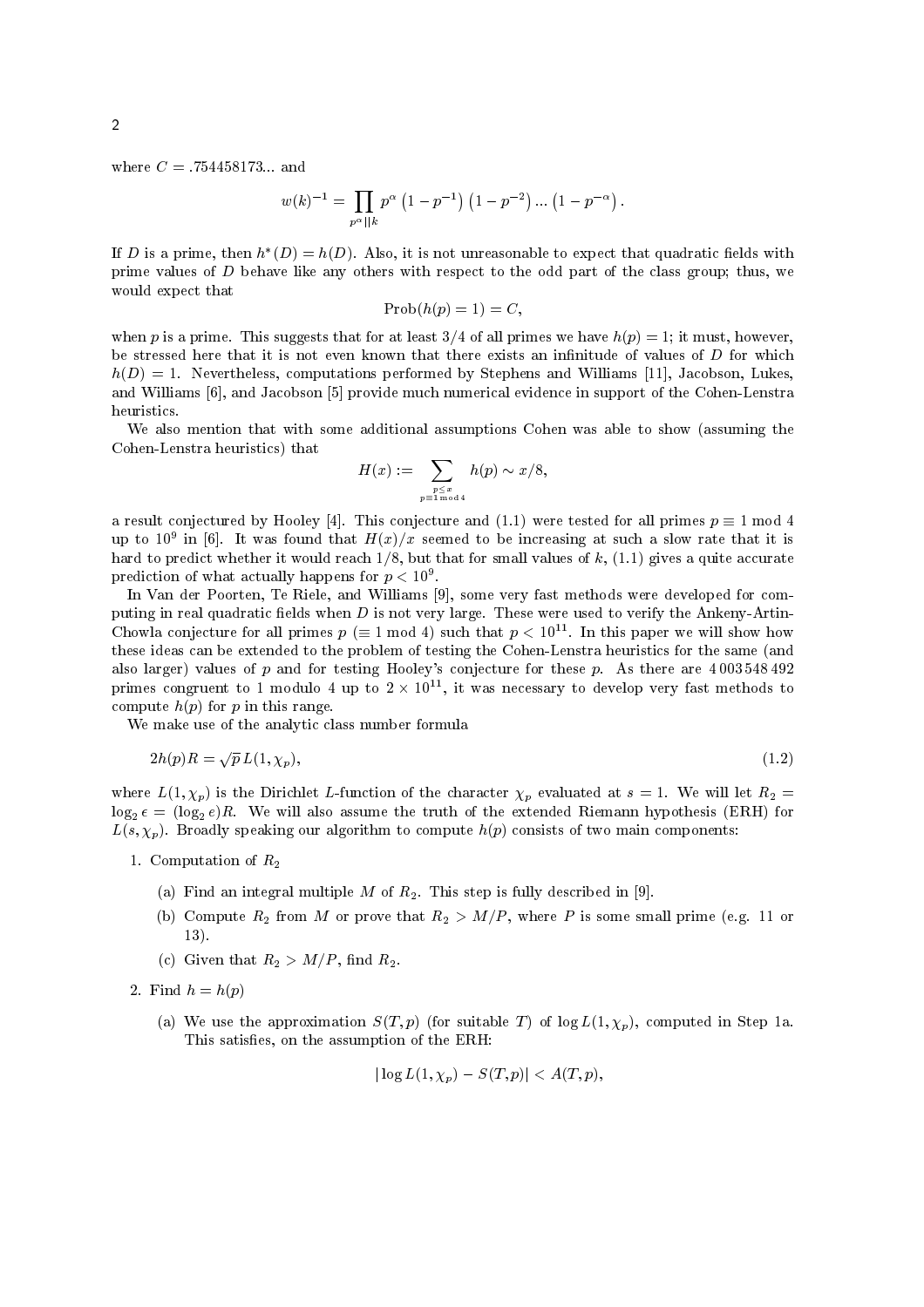where $C = .754458173...$ and

$$w(k)^{-1} = \prod_{p^\alpha \| k} p^\alpha \left(1 - p^{-1}\right)\left(1 - p^{-2}\right) ... \left(1 - p^{-\alpha}\right).$$

If $D$ is a prime, then $h^*(D) = h(D)$. Also, it is not unreasonable to expect that quadratic fields with prime values of $D$ behave like any others with respect to the odd part of the class group; thus, we would expect that

$$\text{Prob}(h(p) = 1) = C,$$

when $p$ is a prime. This suggests that for at least 3/4 of all primes we have $h(p) = 1$; it must, however, be stressed here that it is not even known that there exists an infinitude of values of $D$ for which $h(D) = 1$. Nevertheless, computations performed by Stephens and Williams [11], Jacobson, Lukes, and Williams [6], and Jacobson [5] provide much numerical evidence in support of the Cohen-Lenstra heuristics.

We also mention that with some additional assumptions Cohen was able to show (assuming the Cohen-Lenstra heuristics) that

$$H(x) := \sum_{\substack{p \le x \\ p \equiv 1 \bmod 4}} h(p) \sim x/8,$$

a result conjectured by Hooley [4]. This conjecture and (1.1) were tested for all primes $p \equiv 1 \bmod 4$ up to $10^9$ in [6]. It was found that $H(x)/x$ seemed to be increasing at such a slow rate that it is hard to predict whether it would reach 1/8, but that for small values of $k$, (1.1) gives a quite accurate prediction of what actually happens for $p < 10^9$.

In Van der Poorten, Te Riele, and Williams [9], some very fast methods were developed for computing in real quadratic fields when $D$ is not very large. These were used to verify the Ankeny-Artin-Chowla conjecture for all primes $p$ ($\equiv 1 \bmod 4$) such that $p < 10^{11}$. In this paper we will show how these ideas can be extended to the problem of testing the Cohen-Lenstra heuristics for the same (and also larger) values of $p$ and for testing Hooley's conjecture for these $p$. As there are 4 003 548 492 primes congruent to 1 modulo 4 up to $2 \times 10^{11}$, it was necessary to develop very fast methods to compute $h(p)$ for $p$ in this range.

We make use of the analytic class number formula

$$2h(p)R = \sqrt{p}\, L(1, \chi_p), \tag{1.2}$$

where $L(1, \chi_p)$ is the Dirichlet $L$-function of the character $\chi_p$ evaluated at $s = 1$. We will let $R_2 = \log_2 \epsilon = (\log_2 e)R$. We will also assume the truth of the extended Riemann hypothesis (ERH) for $L(s, \chi_p)$. Broadly speaking our algorithm to compute $h(p)$ consists of two main components:

1. Computation of $R_2$
   (a) Find an integral multiple $M$ of $R_2$. This step is fully described in [9].
   (b) Compute $R_2$ from $M$ or prove that $R_2 > M/P$, where $P$ is some small prime (e.g. 11 or 13).
   (c) Given that $R_2 > M/P$, find $R_2$.
2. Find $h = h(p)$
   (a) We use the approximation $S(T, p)$ (for suitable $T$) of $\log L(1, \chi_p)$, computed in Step 1a. This satisfies, on the assumption of the ERH:

$$|\log L(1, \chi_p) - S(T, p)| < A(T, p),$$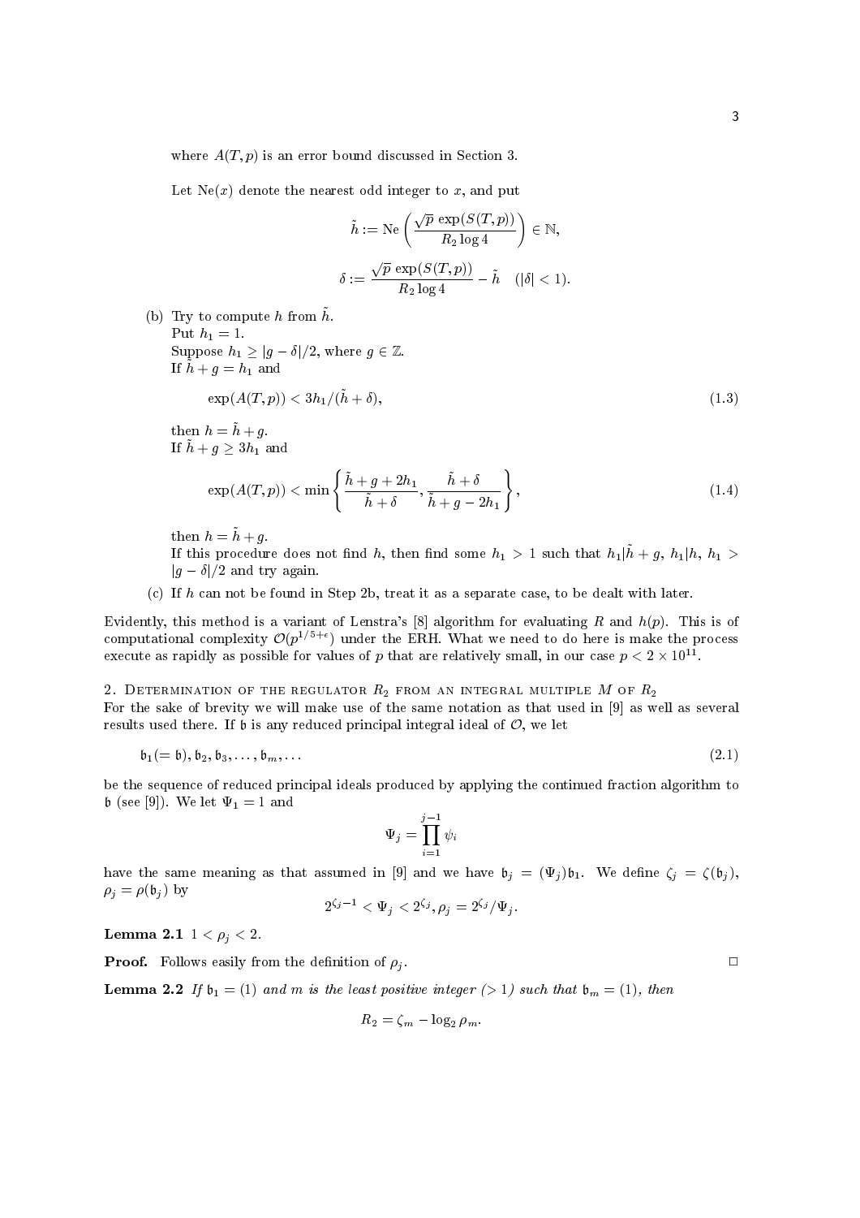where $A(T, p)$ is an error bound discussed in Section 3.

Let $\mathrm{Ne}(x)$ denote the nearest odd integer to $x$, and put

$$\tilde{h} := \mathrm{Ne}\left(\frac{\sqrt{p}\,\exp(S(T,p))}{R_2 \log 4}\right) \in \mathbb{N},$$

$$\delta := \frac{\sqrt{p}\,\exp(S(T,p))}{R_2 \log 4} - \tilde{h} \quad (|\delta| < 1).$$

(b) Try to compute $h$ from $\tilde{h}$.
Put $h_1 = 1$.
Suppose $h_1 \geq |g - \delta|/2$, where $g \in \mathbb{Z}$.
If $\tilde{h} + g = h_1$ and

$$\exp(A(T,p)) < 3h_1/(\tilde{h} + \delta), \tag{1.3}$$

then $h = \tilde{h} + g$.
If $\tilde{h} + g \geq 3h_1$ and

$$\exp(A(T,p)) < \min\left\{\frac{\tilde{h} + g + 2h_1}{\tilde{h} + \delta}, \frac{\tilde{h} + \delta}{\tilde{h} + g - 2h_1}\right\}, \tag{1.4}$$

then $h = \tilde{h} + g$.
If this procedure does not find $h$, then find some $h_1 > 1$ such that $h_1 | \tilde{h} + g$, $h_1 | h$, $h_1 > |g - \delta|/2$ and try again.

(c) If $h$ can not be found in Step 2b, treat it as a separate case, to be dealt with later.

Evidently, this method is a variant of Lenstra's [8] algorithm for evaluating $R$ and $h(p)$. This is of computational complexity $\mathcal{O}(p^{1/5+\epsilon})$ under the ERH. What we need to do here is make the process execute as rapidly as possible for values of $p$ that are relatively small, in our case $p < 2 \times 10^{11}$.

## 2. Determination of the regulator $R_2$ from an integral multiple $M$ of $R_2$

For the sake of brevity we will make use of the same notation as that used in [9] as well as several results used there. If $\mathfrak{b}$ is any reduced principal integral ideal of $\mathcal{O}$, we let

$$\mathfrak{b}_1 (= \mathfrak{b}), \mathfrak{b}_2, \mathfrak{b}_3, \ldots, \mathfrak{b}_m, \ldots \tag{2.1}$$

be the sequence of reduced principal ideals produced by applying the continued fraction algorithm to $\mathfrak{b}$ (see [9]). We let $\Psi_1 = 1$ and

$$\Psi_j = \prod_{i=1}^{j-1} \psi_i$$

have the same meaning as that assumed in [9] and we have $\mathfrak{b}_j = (\Psi_j)\mathfrak{b}_1$. We define $\zeta_j = \zeta(\mathfrak{b}_j)$, $\rho_j = \rho(\mathfrak{b}_j)$ by

$$2^{\zeta_j - 1} < \Psi_j < 2^{\zeta_j}, \rho_j = 2^{\zeta_j}/\Psi_j.$$

**Lemma 2.1** *$1 < \rho_j < 2$.*

**Proof.** Follows easily from the definition of $\rho_j$. □

**Lemma 2.2** *If $\mathfrak{b}_1 = (1)$ and $m$ is the least positive integer ($> 1$) such that $\mathfrak{b}_m = (1)$, then*

$$R_2 = \zeta_m - \log_2 \rho_m.$$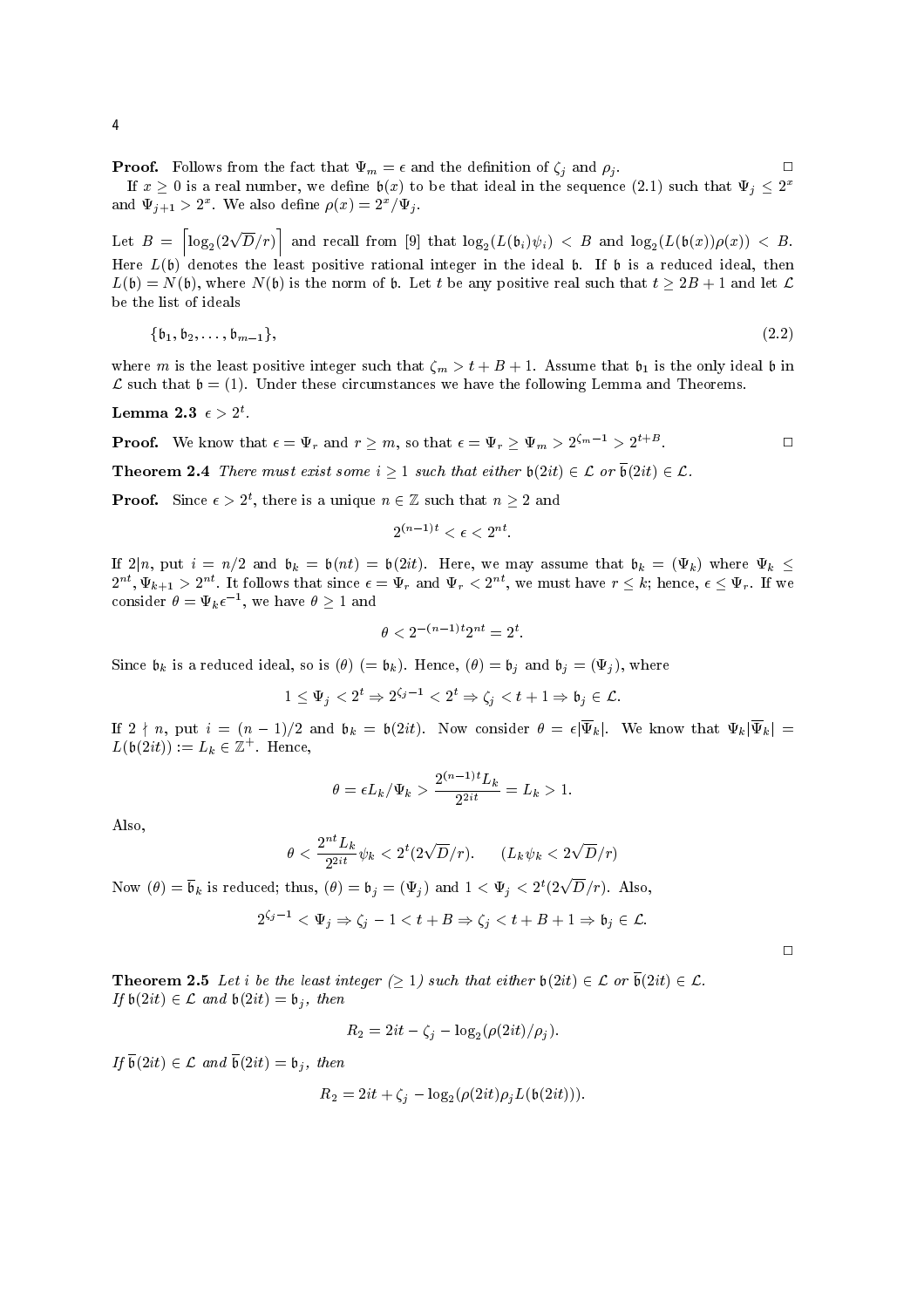**Proof.** Follows from the fact that $\Psi_m = \epsilon$ and the definition of $\zeta_j$ and $\rho_j$. $\square$

If $x \geq 0$ is a real number, we define $\mathfrak{b}(x)$ to be that ideal in the sequence (2.1) such that $\Psi_j \leq 2^x$ and $\Psi_{j+1} > 2^x$. We also define $\rho(x) = 2^x/\Psi_j$.

Let $B = \left\lceil \log_2(2\sqrt{D}/r) \right\rceil$ and recall from [9] that $\log_2(L(\mathfrak{b}_i)\psi_i) < B$ and $\log_2(L(\mathfrak{b}(x))\rho(x)) < B$. Here $L(\mathfrak{b})$ denotes the least positive rational integer in the ideal $\mathfrak{b}$. If $\mathfrak{b}$ is a reduced ideal, then $L(\mathfrak{b}) = N(\mathfrak{b})$, where $N(\mathfrak{b})$ is the norm of $\mathfrak{b}$. Let $t$ be any positive real such that $t \geq 2B + 1$ and let $\mathcal{L}$ be the list of ideals

$$\{\mathfrak{b}_1, \mathfrak{b}_2, \ldots, \mathfrak{b}_{m-1}\}, \tag{2.2}$$

where $m$ is the least positive integer such that $\zeta_m > t + B + 1$. Assume that $\mathfrak{b}_1$ is the only ideal $\mathfrak{b}$ in $\mathcal{L}$ such that $\mathfrak{b} = (1)$. Under these circumstances we have the following Lemma and Theorems.

**Lemma 2.3** $\epsilon > 2^t$.

**Proof.** We know that $\epsilon = \Psi_r$ and $r \geq m$, so that $\epsilon = \Psi_r \geq \Psi_m > 2^{\zeta_m - 1} > 2^{t+B}$. $\square$

**Theorem 2.4** *There must exist some $i \geq 1$ such that either $\mathfrak{b}(2it) \in \mathcal{L}$ or $\overline{\mathfrak{b}}(2it) \in \mathcal{L}$.*

**Proof.** Since $\epsilon > 2^t$, there is a unique $n \in \mathbb{Z}$ such that $n \geq 2$ and

$$2^{(n-1)t} < \epsilon < 2^{nt}.$$

If $2|n$, put $i = n/2$ and $\mathfrak{b}_k = \mathfrak{b}(nt) = \mathfrak{b}(2it)$. Here, we may assume that $\mathfrak{b}_k = (\Psi_k)$ where $\Psi_k \leq 2^{nt}, \Psi_{k+1} > 2^{nt}$. It follows that since $\epsilon = \Psi_r$ and $\Psi_r < 2^{nt}$, we must have $r \leq k$; hence, $\epsilon \leq \Psi_r$. If we consider $\theta = \Psi_k \epsilon^{-1}$, we have $\theta \geq 1$ and

$$\theta < 2^{-(n-1)t} 2^{nt} = 2^t.$$

Since $\mathfrak{b}_k$ is a reduced ideal, so is $(\theta)$ $(= \mathfrak{b}_k)$. Hence, $(\theta) = \mathfrak{b}_j$ and $\mathfrak{b}_j = (\Psi_j)$, where

$$1 \leq \Psi_j < 2^t \Rightarrow 2^{\zeta_j - 1} < 2^t \Rightarrow \zeta_j < t + 1 \Rightarrow \mathfrak{b}_j \in \mathcal{L}.$$

If $2 \nmid n$, put $i = (n-1)/2$ and $\mathfrak{b}_k = \mathfrak{b}(2it)$. Now consider $\theta = \epsilon|\overline{\Psi}_k|$. We know that $\Psi_k|\overline{\Psi}_k| = L(\mathfrak{b}(2it)) := L_k \in \mathbb{Z}^+$. Hence,

$$\theta = \epsilon L_k/\Psi_k > \frac{2^{(n-1)t} L_k}{2^{2it}} = L_k > 1.$$

Also,

$$\theta < \frac{2^{nt} L_k}{2^{2it}} \psi_k < 2^t(2\sqrt{D}/r). \qquad (L_k \psi_k < 2\sqrt{D}/r)$$

Now $(\theta) = \overline{\mathfrak{b}}_k$ is reduced; thus, $(\theta) = \mathfrak{b}_j = (\Psi_j)$ and $1 < \Psi_j < 2^t(2\sqrt{D}/r)$. Also,

$$2^{\zeta_j - 1} < \Psi_j \Rightarrow \zeta_j - 1 < t + B \Rightarrow \zeta_j < t + B + 1 \Rightarrow \mathfrak{b}_j \in \mathcal{L}.$$

$\square$

**Theorem 2.5** *Let $i$ be the least integer $(\geq 1)$ such that either $\mathfrak{b}(2it) \in \mathcal{L}$ or $\overline{\mathfrak{b}}(2it) \in \mathcal{L}$. If $\mathfrak{b}(2it) \in \mathcal{L}$ and $\mathfrak{b}(2it) = \mathfrak{b}_j$, then*

$$R_2 = 2it - \zeta_j - \log_2(\rho(2it)/\rho_j).$$

*If $\overline{\mathfrak{b}}(2it) \in \mathcal{L}$ and $\overline{\mathfrak{b}}(2it) = \mathfrak{b}_j$, then*

$$R_2 = 2it + \zeta_j - \log_2(\rho(2it)\rho_j L(\mathfrak{b}(2it))).$$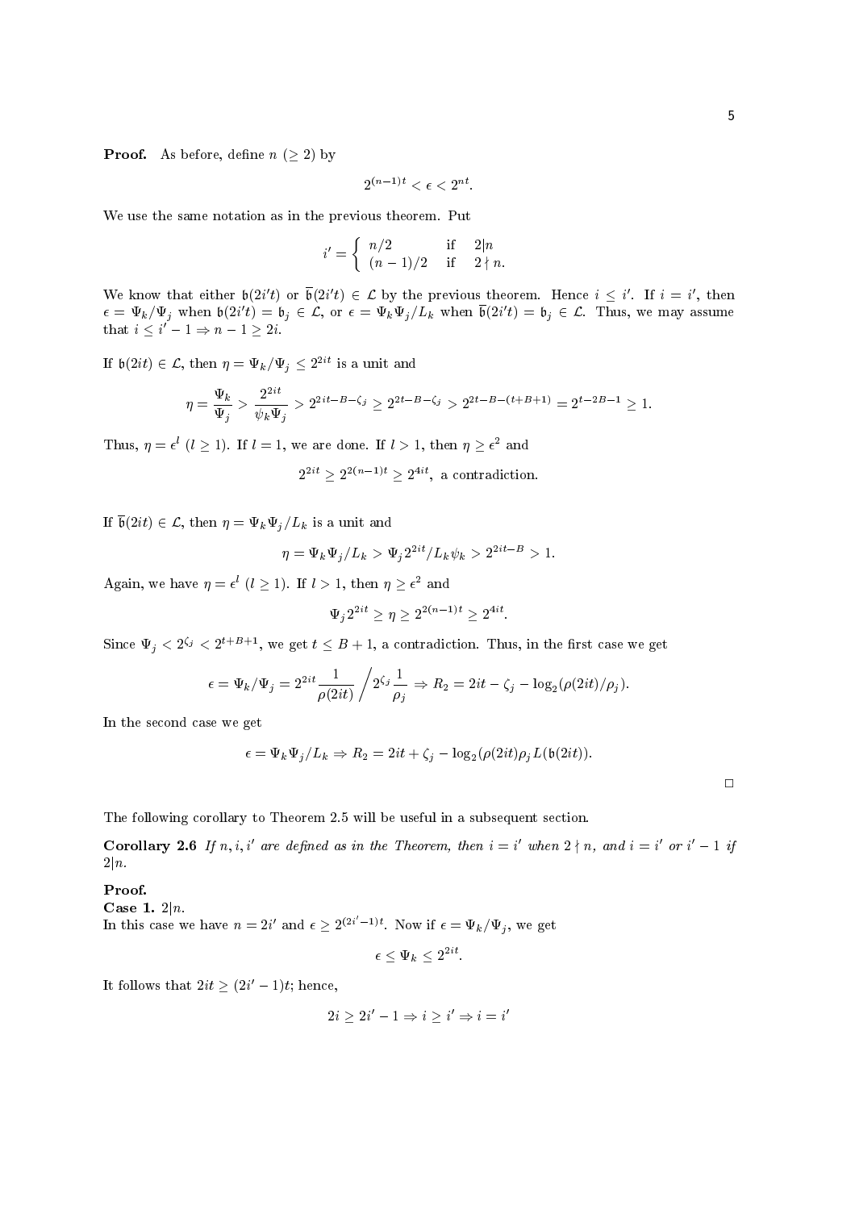**Proof.** As before, define $n$ ($\geq 2$) by

$$2^{(n-1)t} < \epsilon < 2^{nt}.$$

We use the same notation as in the previous theorem. Put

$$i' = \begin{cases} n/2 & \text{if} \quad 2|n \\ (n-1)/2 & \text{if} \quad 2 \nmid n. \end{cases}$$

We know that either $\mathfrak{b}(2i't)$ or $\overline{\mathfrak{b}}(2i't) \in \mathcal{L}$ by the previous theorem. Hence $i \leq i'$. If $i = i'$, then $\epsilon = \Psi_k/\Psi_j$ when $\mathfrak{b}(2i't) = \mathfrak{b}_j \in \mathcal{L}$, or $\epsilon = \Psi_k\Psi_j/L_k$ when $\overline{\mathfrak{b}}(2i't) = \mathfrak{b}_j \in \mathcal{L}$. Thus, we may assume that $i \leq i' - 1 \Rightarrow n - 1 \geq 2i$.

If $\mathfrak{b}(2it) \in \mathcal{L}$, then $\eta = \Psi_k/\Psi_j \leq 2^{2it}$ is a unit and

$$\eta = \frac{\Psi_k}{\Psi_j} > \frac{2^{2it}}{\psi_k \Psi_j} > 2^{2it-B-\zeta_j} \geq 2^{2t-B-\zeta_j} > 2^{2t-B-(t+B+1)} = 2^{t-2B-1} \geq 1.$$

Thus, $\eta = \epsilon^l$ ($l \geq 1$). If $l = 1$, we are done. If $l > 1$, then $\eta \geq \epsilon^2$ and

$$2^{2it} \geq 2^{2(n-1)t} \geq 2^{4it}, \text{ a contradiction.}$$

If $\overline{\mathfrak{b}}(2it) \in \mathcal{L}$, then $\eta = \Psi_k\Psi_j/L_k$ is a unit and

$$\eta = \Psi_k\Psi_j/L_k > \Psi_j 2^{2it}/L_k\psi_k > 2^{2it-B} > 1.$$

Again, we have $\eta = \epsilon^l$ ($l \geq 1$). If $l > 1$, then $\eta \geq \epsilon^2$ and

$$\Psi_j 2^{2it} \geq \eta \geq 2^{2(n-1)t} \geq 2^{4it}.$$

Since $\Psi_j < 2^{\zeta_j} < 2^{t+B+1}$, we get $t \leq B + 1$, a contradiction. Thus, in the first case we get

$$\epsilon = \Psi_k/\Psi_j = 2^{2it}\frac{1}{\rho(2it)} \Big/ 2^{\zeta_j}\frac{1}{\rho_j} \Rightarrow R_2 = 2it - \zeta_j - \log_2(\rho(2it)/\rho_j).$$

In the second case we get

$$\epsilon = \Psi_k\Psi_j/L_k \Rightarrow R_2 = 2it + \zeta_j - \log_2(\rho(2it)\rho_j L(\mathfrak{b}(2it)).$$

□

The following corollary to Theorem 2.5 will be useful in a subsequent section.

**Corollary 2.6** *If $n, i, i'$ are defined as in the Theorem, then $i = i'$ when $2 \nmid n$, and $i = i'$ or $i' - 1$ if $2|n$.*

**Proof.**
**Case 1.** $2|n$.
In this case we have $n = 2i'$ and $\epsilon \geq 2^{(2i'-1)t}$. Now if $\epsilon = \Psi_k/\Psi_j$, we get

$$\epsilon \leq \Psi_k \leq 2^{2it}.$$

It follows that $2it \geq (2i'-1)t$; hence,

$$2i \geq 2i' - 1 \Rightarrow i \geq i' \Rightarrow i = i'$$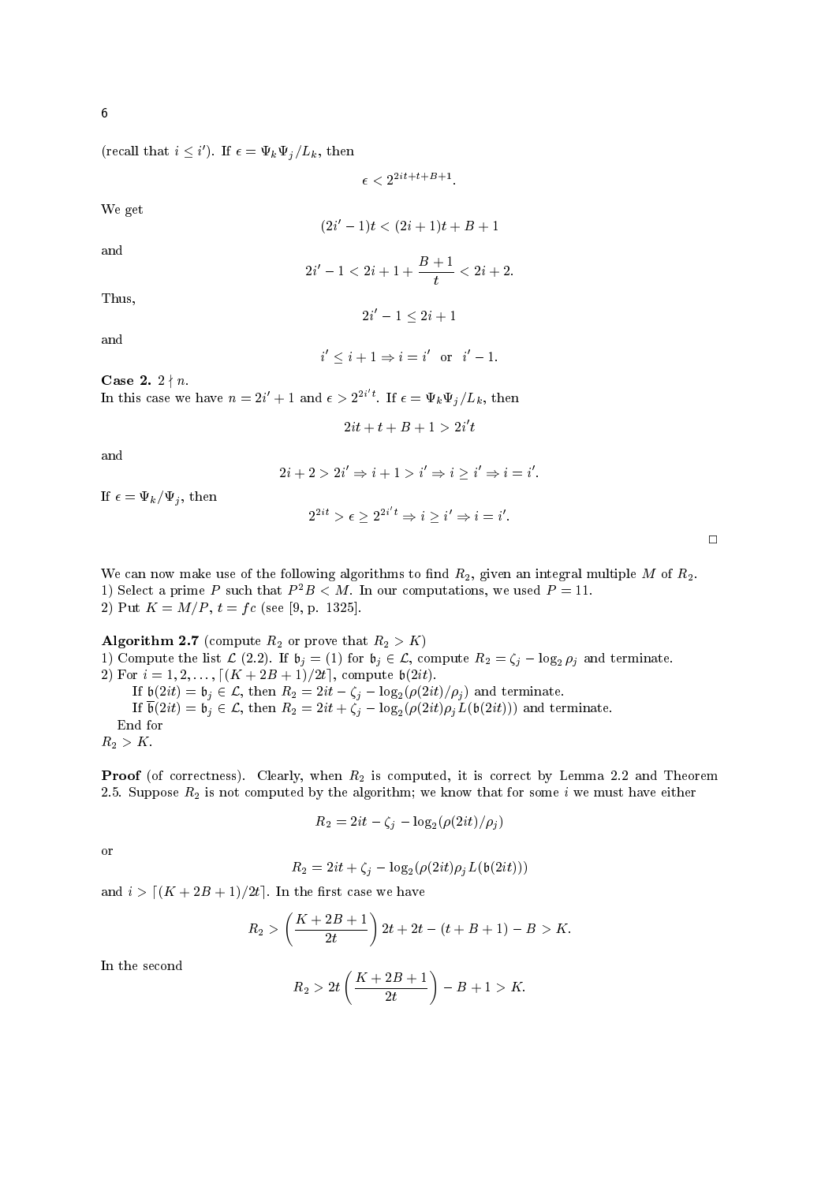(recall that $i \le i'$). If $\epsilon = \Psi_k \Psi_j / L_k$, then

$$\epsilon < 2^{2it+t+B+1}.$$

We get

$$(2i'-1)t < (2i+1)t + B + 1$$

and

$$2i' - 1 < 2i + 1 + \frac{B+1}{t} < 2i + 2.$$

Thus,

$$2i' - 1 \le 2i + 1$$

and

$$i' \le i + 1 \Rightarrow i = i' \text{ or } i' - 1.$$

**Case 2.** $2 \nmid n$.
In this case we have $n = 2i' + 1$ and $\epsilon > 2^{2i't}$. If $\epsilon = \Psi_k \Psi_j / L_k$, then

$$2it + t + B + 1 > 2i't$$

and

$$2i + 2 > 2i' \Rightarrow i + 1 > i' \Rightarrow i \ge i' \Rightarrow i = i'.$$

If $\epsilon = \Psi_k / \Psi_j$, then

$$2^{2it} > \epsilon \ge 2^{2i't} \Rightarrow i \ge i' \Rightarrow i = i'.$$

□

We can now make use of the following algorithms to find $R_2$, given an integral multiple $M$ of $R_2$.
1) Select a prime $P$ such that $P^2 B < M$. In our computations, we used $P = 11$.
2) Put $K = M/P$, $t = fc$ (see [9, p. 1325].

**Algorithm 2.7** (compute $R_2$ or prove that $R_2 > K$)
1) Compute the list $\mathcal{L}$ (2.2). If $\mathfrak{b}_j = (1)$ for $\mathfrak{b}_j \in \mathcal{L}$, compute $R_2 = \zeta_j - \log_2 \rho_j$ and terminate.
2) For $i = 1, 2, \ldots, \lceil (K + 2B + 1)/2t \rceil$, compute $\mathfrak{b}(2it)$.
    If $\mathfrak{b}(2it) = \mathfrak{b}_j \in \mathcal{L}$, then $R_2 = 2it - \zeta_j - \log_2(\rho(2it)/\rho_j)$ and terminate.
    If $\overline{\mathfrak{b}}(2it) = \mathfrak{b}_j \in \mathcal{L}$, then $R_2 = 2it + \zeta_j - \log_2(\rho(2it)\rho_j L(\mathfrak{b}(2it)))$ and terminate.
  End for
$R_2 > K$.

**Proof** (of correctness). Clearly, when $R_2$ is computed, it is correct by Lemma 2.2 and Theorem 2.5. Suppose $R_2$ is not computed by the algorithm; we know that for some $i$ we must have either

$$R_2 = 2it - \zeta_j - \log_2(\rho(2it)/\rho_j)$$

or

$$R_2 = 2it + \zeta_j - \log_2(\rho(2it)\rho_j L(\mathfrak{b}(2it)))$$

and $i > \lceil (K + 2B + 1)/2t \rceil$. In the first case we have

$$R_2 > \left( \frac{K + 2B + 1}{2t} \right) 2t + 2t - (t + B + 1) - B > K.$$

In the second

$$R_2 > 2t \left( \frac{K + 2B + 1}{2t} \right) - B + 1 > K.$$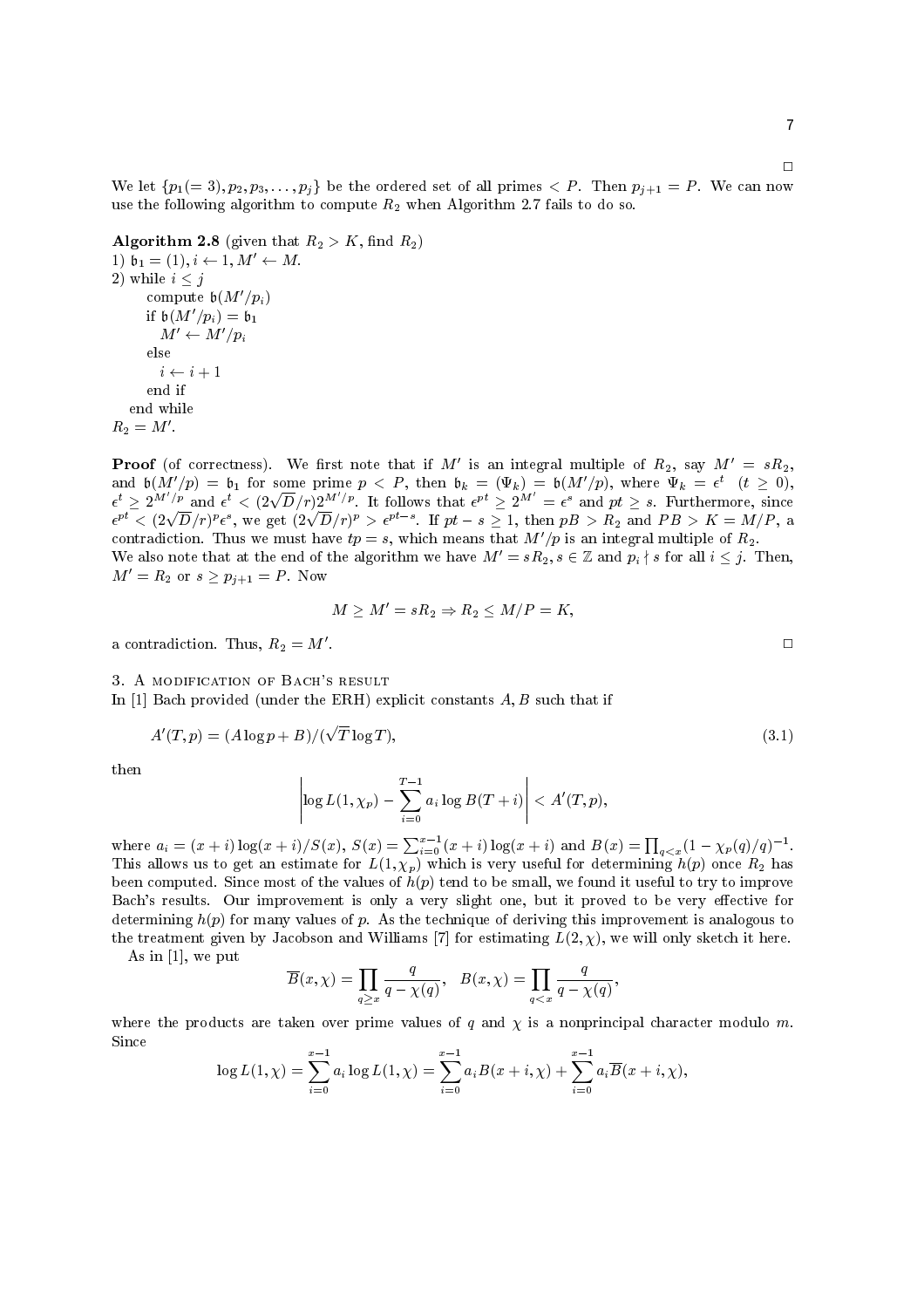□

We let $\{p_1(=3), p_2, p_3, \ldots, p_j\}$ be the ordered set of all primes $< P$. Then $p_{j+1} = P$. We can now use the following algorithm to compute $R_2$ when Algorithm 2.7 fails to do so.

**Algorithm 2.8** (given that $R_2 > K$, find $R_2$)
1) $\mathfrak{b}_1 = (1), i \leftarrow 1, M' \leftarrow M$.
2) while $i \le j$
    compute $\mathfrak{b}(M'/p_i)$
    if $\mathfrak{b}(M'/p_i) = \mathfrak{b}_1$
      $M' \leftarrow M'/p_i$
    else
      $i \leftarrow i + 1$
    end if
  end while
$R_2 = M'$.

**Proof** (of correctness). We first note that if $M'$ is an integral multiple of $R_2$, say $M' = sR_2$, and $\mathfrak{b}(M'/p) = \mathfrak{b}_1$ for some prime $p < P$, then $\mathfrak{b}_k = (\Psi_k) = \mathfrak{b}(M'/p)$, where $\Psi_k = \epsilon^t \ (t \ge 0)$, $\epsilon^t \ge 2^{M'/p}$ and $\epsilon^t < (2\sqrt{D}/r)2^{M'/p}$. It follows that $\epsilon^{pt} \ge 2^{M'} = \epsilon^s$ and $pt \ge s$. Furthermore, since $\epsilon^{pt} < (2\sqrt{D}/r)^p \epsilon^s$, we get $(2\sqrt{D}/r)^p > \epsilon^{pt-s}$. If $pt - s \ge 1$, then $pB > R_2$ and $PB > K = M/P$, a contradiction. Thus we must have $tp = s$, which means that $M'/p$ is an integral multiple of $R_2$.
We also note that at the end of the algorithm we have $M' = sR_2, s \in \mathbb{Z}$ and $p_i \nmid s$ for all $i \le j$. Then, $M' = R_2$ or $s \ge p_{j+1} = P$. Now

$$M \ge M' = sR_2 \Rightarrow R_2 \le M/P = K,$$

a contradiction. Thus, $R_2 = M'$. □

## 3. A modification of Bach's result

In [1] Bach provided (under the ERH) explicit constants $A, B$ such that if

$$A'(T,p) = (A \log p + B)/(\sqrt{T} \log T), \tag{3.1}$$

then

$$\left| \log L(1, \chi_p) - \sum_{i=0}^{T-1} a_i \log B(T+i) \right| < A'(T,p),$$

where $a_i = (x+i)\log(x+i)/S(x)$, $S(x) = \sum_{i=0}^{x-1}(x+i)\log(x+i)$ and $B(x) = \prod_{q<x}(1 - \chi_p(q)/q)^{-1}$. This allows us to get an estimate for $L(1, \chi_p)$ which is very useful for determining $h(p)$ once $R_2$ has been computed. Since most of the values of $h(p)$ tend to be small, we found it useful to try to improve Bach's results. Our improvement is only a very slight one, but it proved to be very effective for determining $h(p)$ for many values of $p$. As the technique of deriving this improvement is analogous to the treatment given by Jacobson and Williams [7] for estimating $L(2, \chi)$, we will only sketch it here.

As in [1], we put

$$\overline{B}(x, \chi) = \prod_{q \ge x} \frac{q}{q - \chi(q)}, \quad B(x, \chi) = \prod_{q < x} \frac{q}{q - \chi(q)},$$

where the products are taken over prime values of $q$ and $\chi$ is a nonprincipal character modulo $m$. Since

$$\log L(1, \chi) = \sum_{i=0}^{x-1} a_i \log L(1, \chi) = \sum_{i=0}^{x-1} a_i B(x+i, \chi) + \sum_{i=0}^{x-1} a_i \overline{B}(x+i, \chi),$$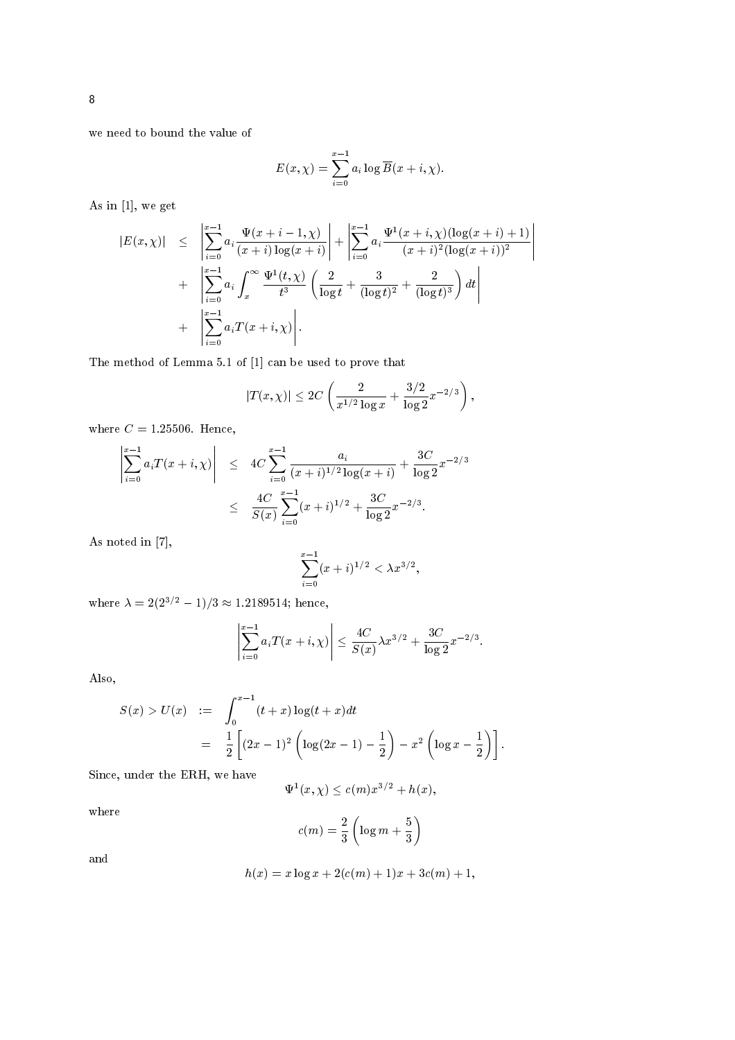we need to bound the value of

$$E(x,\chi) = \sum_{i=0}^{x-1} a_i \log \overline{B}(x+i,\chi).$$

As in [1], we get

$$\begin{aligned}
|E(x,\chi)| &\leq \left| \sum_{i=0}^{x-1} a_i \frac{\Psi(x+i-1,\chi)}{(x+i)\log(x+i)} \right| + \left| \sum_{i=0}^{x-1} a_i \frac{\Psi^1(x+i,\chi)(\log(x+i)+1)}{(x+i)^2(\log(x+i))^2} \right| \\
&+ \left| \sum_{i=0}^{x-1} a_i \int_x^\infty \frac{\Psi^1(t,\chi)}{t^3} \left( \frac{2}{\log t} + \frac{3}{(\log t)^2} + \frac{2}{(\log t)^3} \right) dt \right| \\
&+ \left| \sum_{i=0}^{x-1} a_i T(x+i,\chi) \right|.
\end{aligned}$$

The method of Lemma 5.1 of [1] can be used to prove that

$$|T(x,\chi)| \leq 2C \left( \frac{2}{x^{1/2}\log x} + \frac{3/2}{\log 2} x^{-2/3} \right),$$

where $C = 1.25506$. Hence,

$$\begin{aligned}
\left| \sum_{i=0}^{x-1} a_i T(x+i,\chi) \right| &\leq 4C \sum_{i=0}^{x-1} \frac{a_i}{(x+i)^{1/2}\log(x+i)} + \frac{3C}{\log 2} x^{-2/3} \\
&\leq \frac{4C}{S(x)} \sum_{i=0}^{x-1} (x+i)^{1/2} + \frac{3C}{\log 2} x^{-2/3}.
\end{aligned}$$

As noted in [7],

$$\sum_{i=0}^{x-1} (x+i)^{1/2} < \lambda x^{3/2},$$

where $\lambda = 2(2^{3/2}-1)/3 \approx 1.2189514$; hence,

$$\left| \sum_{i=0}^{x-1} a_i T(x+i,\chi) \right| \leq \frac{4C}{S(x)} \lambda x^{3/2} + \frac{3C}{\log 2} x^{-2/3}.$$

Also,

$$\begin{aligned}
S(x) > U(x) &:= \int_0^{x-1} (t+x)\log(t+x)dt \\
&= \frac{1}{2}\left[ (2x-1)^2 \left( \log(2x-1) - \frac{1}{2} \right) - x^2 \left( \log x - \frac{1}{2} \right) \right].
\end{aligned}$$

Since, under the ERH, we have

$$\Psi^1(x,\chi) \leq c(m)x^{3/2} + h(x),$$

where

$$c(m) = \frac{2}{3}\left( \log m + \frac{5}{3} \right)$$

and

$$h(x) = x\log x + 2(c(m)+1)x + 3c(m) + 1,$$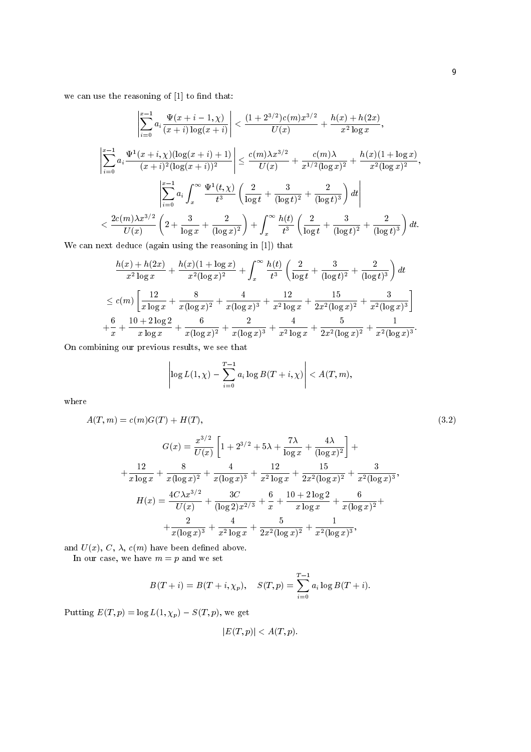we can use the reasoning of [1] to find that:

$$\left|\sum_{i=0}^{x-1} a_i \frac{\Psi(x+i-1,\chi)}{(x+i)\log(x+i)}\right| < \frac{(1+2^{3/2})c(m)x^{3/2}}{U(x)} + \frac{h(x)+h(2x)}{x^2\log x},$$

$$\left|\sum_{i=0}^{x-1} a_i \frac{\Psi^1(x+i,\chi)(\log(x+i)+1)}{(x+i)^2(\log(x+i))^2}\right| \leq \frac{c(m)\lambda x^{3/2}}{U(x)} + \frac{c(m)\lambda}{x^{1/2}(\log x)^2} + \frac{h(x)(1+\log x)}{x^2(\log x)^2},$$

$$\left|\sum_{i=0}^{x-1} a_i \int_x^\infty \frac{\Psi^1(t,\chi)}{t^3}\left(\frac{2}{\log t}+\frac{3}{(\log t)^2}+\frac{2}{(\log t)^3}\right)dt\right|$$

$$< \frac{2c(m)\lambda x^{3/2}}{U(x)}\left(2+\frac{3}{\log x}+\frac{2}{(\log x)^2}\right) + \int_x^\infty \frac{h(t)}{t^3}\left(\frac{2}{\log t}+\frac{3}{(\log t)^2}+\frac{2}{(\log t)^3}\right)dt.$$

We can next deduce (again using the reasoning in [1]) that

$$\frac{h(x)+h(2x)}{x^2\log x} + \frac{h(x)(1+\log x)}{x^2(\log x)^2} + \int_x^\infty \frac{h(t)}{t^3}\left(\frac{2}{\log t}+\frac{3}{(\log t)^2}+\frac{2}{(\log t)^3}\right)dt$$

$$\leq c(m)\left[\frac{12}{x\log x}+\frac{8}{x(\log x)^2}+\frac{4}{x(\log x)^3}+\frac{12}{x^2\log x}+\frac{15}{2x^2(\log x)^2}+\frac{3}{x^2(\log x)^3}\right]$$

$$+\frac{6}{x}+\frac{10+2\log 2}{x\log x}+\frac{6}{x(\log x)^2}+\frac{2}{x(\log x)^3}+\frac{4}{x^2\log x}+\frac{5}{2x^2(\log x)^2}+\frac{1}{x^2(\log x)^3}.$$

On combining our previous results, we see that

$$\left|\log L(1,\chi) - \sum_{i=0}^{T-1} a_i \log B(T+i,\chi)\right| < A(T,m),$$

where

$$A(T,m) = c(m)G(T) + H(T), \tag{3.2}$$

$$G(x) = \frac{x^{3/2}}{U(x)}\left[1+2^{3/2}+5\lambda+\frac{7\lambda}{\log x}+\frac{4\lambda}{(\log x)^2}\right]+$$

$$+\frac{12}{x\log x}+\frac{8}{x(\log x)^2}+\frac{4}{x(\log x)^3}+\frac{12}{x^2\log x}+\frac{15}{2x^2(\log x)^2}+\frac{3}{x^2(\log x)^3},$$

$$H(x) = \frac{4C\lambda x^{3/2}}{U(x)} + \frac{3C}{(\log 2)x^{2/3}} + \frac{6}{x} + \frac{10+2\log 2}{x\log x} + \frac{6}{x(\log x)^2}+$$

$$+\frac{2}{x(\log x)^3}+\frac{4}{x^2\log x}+\frac{5}{2x^2(\log x)^2}+\frac{1}{x^2(\log x)^3},$$

and $U(x)$, $C$, $\lambda$, $c(m)$ have been defined above.

In our case, we have $m = p$ and we set

$$B(T+i) = B(T+i,\chi_p), \quad S(T,p) = \sum_{i=0}^{T-1} a_i \log B(T+i).$$

Putting $E(T,p) = \log L(1,\chi_p) - S(T,p)$, we get

$$|E(T,p)| < A(T,p).$$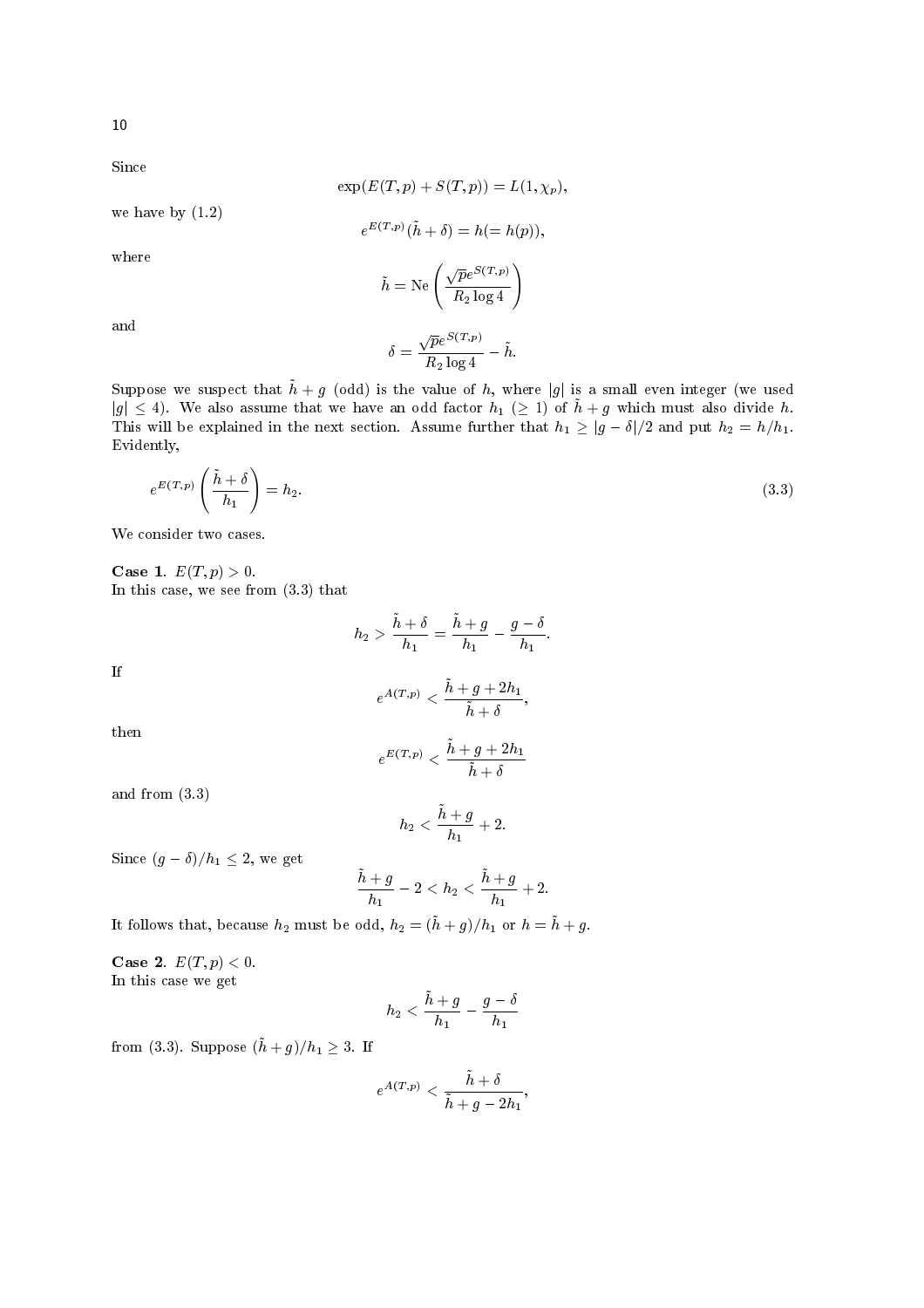Since

$$\exp(E(T,p)+S(T,p)) = L(1,\chi_p),$$

we have by (1.2)

$$e^{E(T,p)}(\tilde{h}+\delta) = h (= h(p)),$$

where

$$\tilde{h} = \mathrm{Ne}\left(\frac{\sqrt{p}e^{S(T,p)}}{R_2 \log 4}\right)$$

and

$$\delta = \frac{\sqrt{p}e^{S(T,p)}}{R_2 \log 4} - \tilde{h}.$$

Suppose we suspect that $\tilde{h}+g$ (odd) is the value of $h$, where $|g|$ is a small even integer (we used $|g| \le 4$). We also assume that we have an odd factor $h_1$ ($\ge 1$) of $\tilde{h}+g$ which must also divide $h$. This will be explained in the next section. Assume further that $h_1 \ge |g-\delta|/2$ and put $h_2 = h/h_1$. Evidently,

$$e^{E(T,p)}\left(\frac{\tilde{h}+\delta}{h_1}\right) = h_2. \tag{3.3}$$

We consider two cases.

**Case 1.** $E(T,p) > 0$.
In this case, we see from (3.3) that

$$h_2 > \frac{\tilde{h}+\delta}{h_1} = \frac{\tilde{h}+g}{h_1} - \frac{g-\delta}{h_1}.$$

If

$$e^{A(T,p)} < \frac{\tilde{h}+g+2h_1}{\tilde{h}+\delta},$$

then

$$e^{E(T,p)} < \frac{\tilde{h}+g+2h_1}{\tilde{h}+\delta}$$

and from (3.3)

$$h_2 < \frac{\tilde{h}+g}{h_1} + 2.$$

Since $(g-\delta)/h_1 \le 2$, we get

$$\frac{\tilde{h}+g}{h_1} - 2 < h_2 < \frac{\tilde{h}+g}{h_1} + 2.$$

It follows that, because $h_2$ must be odd, $h_2 = (\tilde{h}+g)/h_1$ or $h = \tilde{h}+g$.

**Case 2.** $E(T,p) < 0$.
In this case we get

$$h_2 < \frac{\tilde{h}+g}{h_1} - \frac{g-\delta}{h_1}$$

from (3.3). Suppose $(\tilde{h}+g)/h_1 \ge 3$. If

$$e^{A(T,p)} < \frac{\tilde{h}+\delta}{\tilde{h}+g-2h_1},$$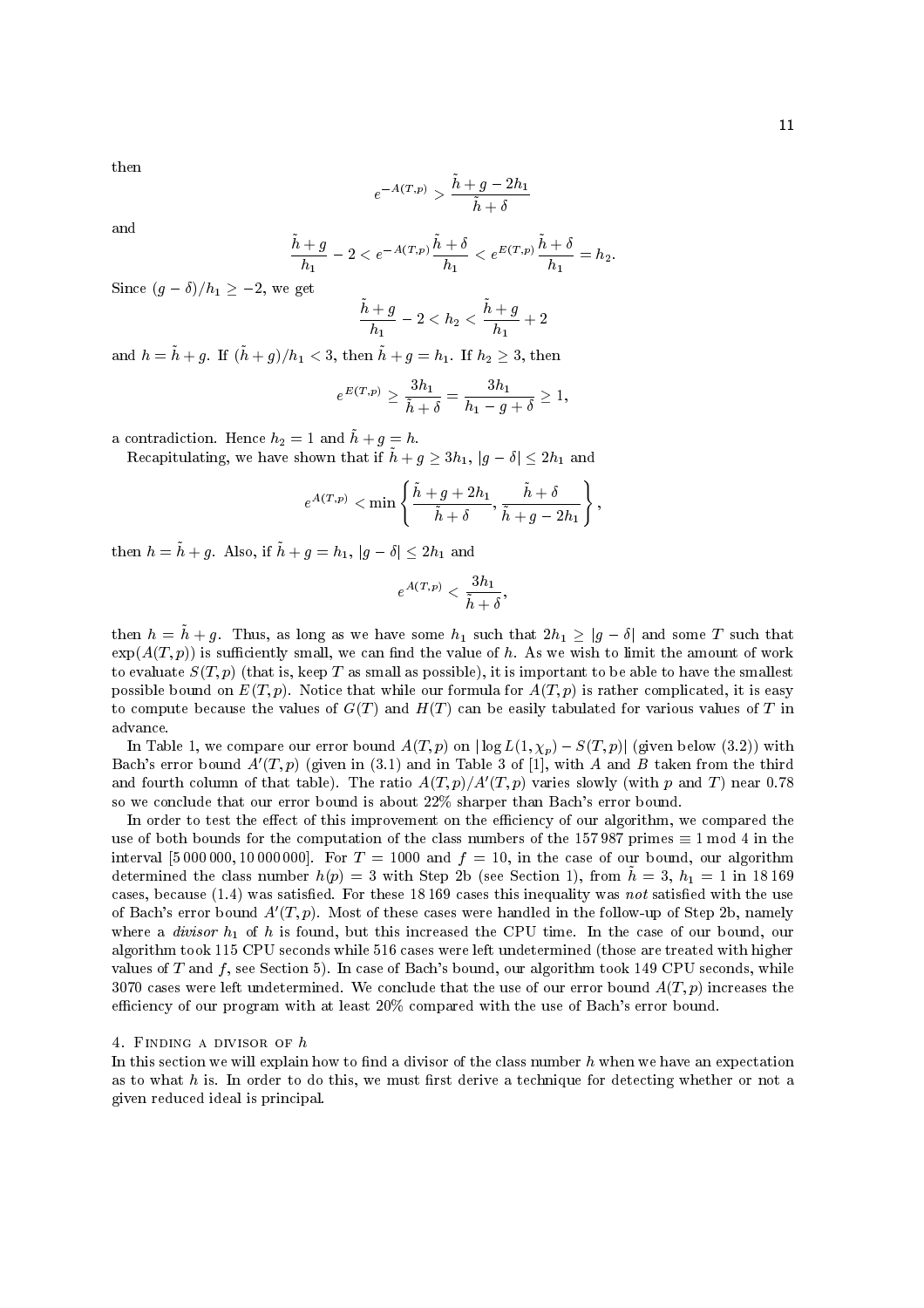then

$$e^{-A(T,p)} > \frac{\tilde{h}+g-2h_1}{\tilde{h}+\delta}$$

and

$$\frac{\tilde{h}+g}{h_1} - 2 < e^{-A(T,p)}\frac{\tilde{h}+\delta}{h_1} < e^{E(T,p)}\frac{\tilde{h}+\delta}{h_1} = h_2.$$

Since $(g-\delta)/h_1 \geq -2$, we get

$$\frac{\tilde{h}+g}{h_1} - 2 < h_2 < \frac{\tilde{h}+g}{h_1} + 2$$

and $h = \tilde{h}+g$. If $(\tilde{h}+g)/h_1 < 3$, then $\tilde{h}+g = h_1$. If $h_2 \geq 3$, then

$$e^{E(T,p)} \geq \frac{3h_1}{\tilde{h}+\delta} = \frac{3h_1}{h_1 - g + \delta} \geq 1,$$

a contradiction. Hence $h_2 = 1$ and $\tilde{h}+g = h$.

Recapitulating, we have shown that if $\tilde{h}+g \geq 3h_1$, $|g-\delta| \leq 2h_1$ and

$$e^{A(T,p)} < \min\left\{\frac{\tilde{h}+g+2h_1}{\tilde{h}+\delta}, \frac{\tilde{h}+\delta}{\tilde{h}+g-2h_1}\right\},$$

then $h = \tilde{h}+g$. Also, if $\tilde{h}+g = h_1$, $|g-\delta| \leq 2h_1$ and

$$e^{A(T,p)} < \frac{3h_1}{\tilde{h}+\delta},$$

then $h = \tilde{h}+g$. Thus, as long as we have some $h_1$ such that $2h_1 \geq |g-\delta|$ and some $T$ such that $\exp(A(T,p))$ is sufficiently small, we can find the value of $h$. As we wish to limit the amount of work to evaluate $S(T,p)$ (that is, keep $T$ as small as possible), it is important to be able to have the smallest possible bound on $E(T,p)$. Notice that while our formula for $A(T,p)$ is rather complicated, it is easy to compute because the values of $G(T)$ and $H(T)$ can be easily tabulated for various values of $T$ in advance.

In Table 1, we compare our error bound $A(T,p)$ on $|\log L(1,\chi_p) - S(T,p)|$ (given below (3.2)) with Bach's error bound $A'(T,p)$ (given in (3.1) and in Table 3 of [1], with $A$ and $B$ taken from the third and fourth column of that table). The ratio $A(T,p)/A'(T,p)$ varies slowly (with $p$ and $T$) near 0.78 so we conclude that our error bound is about 22% sharper than Bach's error bound.

In order to test the effect of this improvement on the efficiency of our algorithm, we compared the use of both bounds for the computation of the class numbers of the 157 987 primes $\equiv 1 \bmod 4$ in the interval $[5\,000\,000, 10\,000\,000]$. For $T = 1000$ and $f = 10$, in the case of our bound, our algorithm determined the class number $h(p) = 3$ with Step 2b (see Section 1), from $\tilde{h} = 3$, $h_1 = 1$ in 18 169 cases, because (1.4) was satisfied. For these 18 169 cases this inequality was *not* satisfied with the use of Bach's error bound $A'(T,p)$. Most of these cases were handled in the follow-up of Step 2b, namely where a *divisor* $h_1$ of $h$ is found, but this increased the CPU time. In the case of our bound, our algorithm took 115 CPU seconds while 516 cases were left undetermined (those are treated with higher values of $T$ and $f$, see Section 5). In case of Bach's bound, our algorithm took 149 CPU seconds, while 3070 cases were left undetermined. We conclude that the use of our error bound $A(T,p)$ increases the efficiency of our program with at least 20% compared with the use of Bach's error bound.

## 4. Finding a divisor of $h$

In this section we will explain how to find a divisor of the class number $h$ when we have an expectation as to what $h$ is. In order to do this, we must first derive a technique for detecting whether or not a given reduced ideal is principal.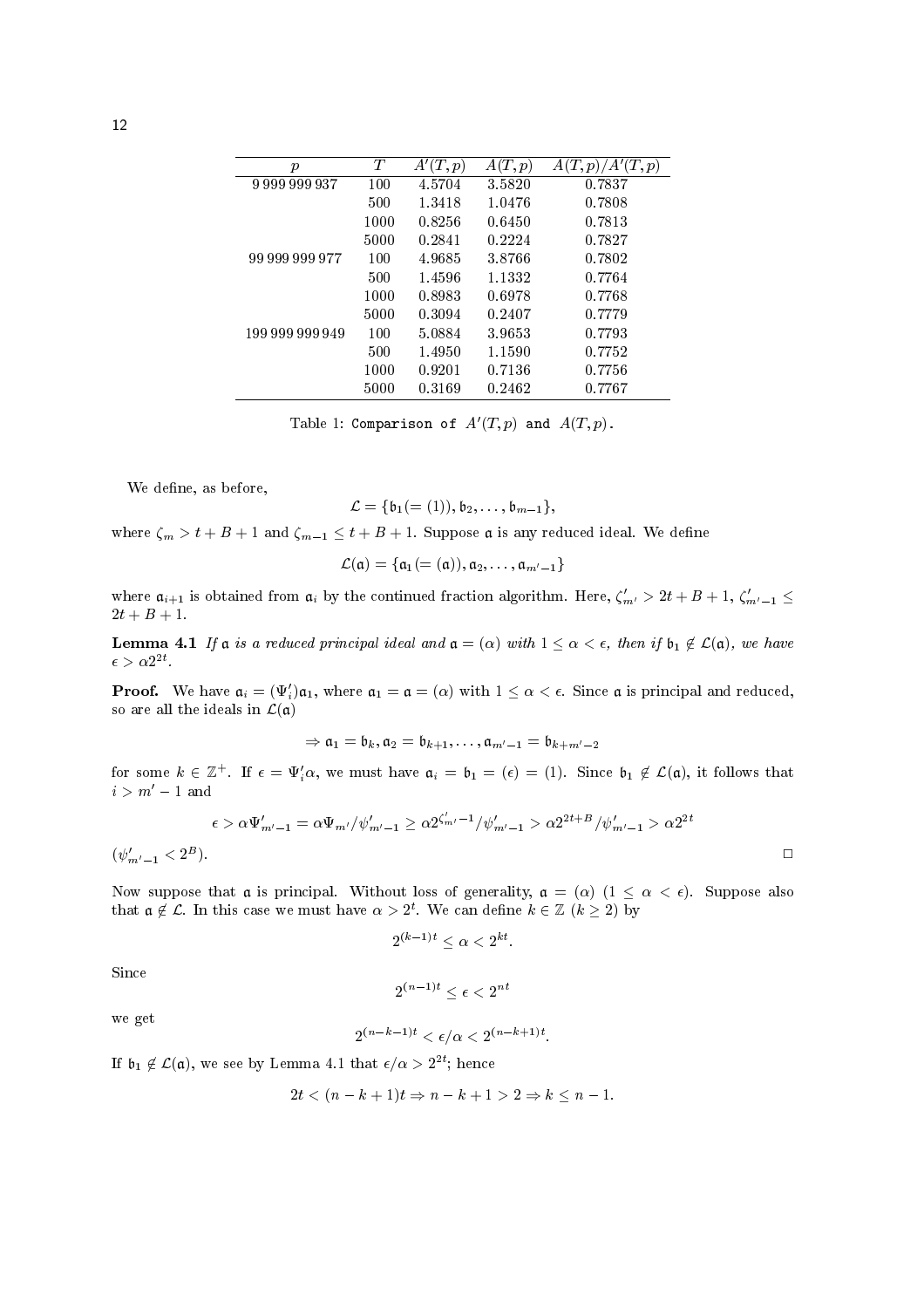| $p$ | $T$ | $A'(T,p)$ | $A(T,p)$ | $A(T,p)/A'(T,p)$ |
|---|---|---|---|---|
| 9 999 999 937 | 100 | 4.5704 | 3.5820 | 0.7837 |
| | 500 | 1.3418 | 1.0476 | 0.7808 |
| | 1000 | 0.8256 | 0.6450 | 0.7813 |
| | 5000 | 0.2841 | 0.2224 | 0.7827 |
| 99 999 999 977 | 100 | 4.9685 | 3.8766 | 0.7802 |
| | 500 | 1.4596 | 1.1332 | 0.7764 |
| | 1000 | 0.8983 | 0.6978 | 0.7768 |
| | 5000 | 0.3094 | 0.2407 | 0.7779 |
| 199 999 999 949 | 100 | 5.0884 | 3.9653 | 0.7793 |
| | 500 | 1.4950 | 1.1590 | 0.7752 |
| | 1000 | 0.9201 | 0.7136 | 0.7756 |
| | 5000 | 0.3169 | 0.2462 | 0.7767 |

Table 1: Comparison of $A'(T,p)$ and $A(T,p)$.

We define, as before,

$$\mathcal{L} = \{\mathfrak{b}_1(= (1)), \mathfrak{b}_2, \ldots, \mathfrak{b}_{m-1}\},$$

where $\zeta_m > t + B + 1$ and $\zeta_{m-1} \le t + B + 1$. Suppose $\mathfrak{a}$ is any reduced ideal. We define

$$\mathcal{L}(\mathfrak{a}) = \{\mathfrak{a}_1(= (\mathfrak{a})), \mathfrak{a}_2, \ldots, \mathfrak{a}_{m'-1}\}$$

where $\mathfrak{a}_{i+1}$ is obtained from $\mathfrak{a}_i$ by the continued fraction algorithm. Here, $\zeta'_{m'} > 2t + B + 1$, $\zeta'_{m'-1} \le 2t + B + 1$.

**Lemma 4.1** *If $\mathfrak{a}$ is a reduced principal ideal and $\mathfrak{a} = (\alpha)$ with $1 \le \alpha < \epsilon$, then if $\mathfrak{b}_1 \notin \mathcal{L}(\mathfrak{a})$, we have $\epsilon > \alpha 2^{2t}$.*

**Proof.** We have $\mathfrak{a}_i = (\Psi'_i)\mathfrak{a}_1$, where $\mathfrak{a}_1 = \mathfrak{a} = (\alpha)$ with $1 \le \alpha < \epsilon$. Since $\mathfrak{a}$ is principal and reduced, so are all the ideals in $\mathcal{L}(\mathfrak{a})$

$$\Rightarrow \mathfrak{a}_1 = \mathfrak{b}_k, \mathfrak{a}_2 = \mathfrak{b}_{k+1}, \ldots, \mathfrak{a}_{m'-1} = \mathfrak{b}_{k+m'-2}$$

for some $k \in \mathbb{Z}^+$. If $\epsilon = \Psi'_i \alpha$, we must have $\mathfrak{a}_i = \mathfrak{b}_1 = (\epsilon) = (1)$. Since $\mathfrak{b}_1 \notin \mathcal{L}(\mathfrak{a})$, it follows that $i > m' - 1$ and

$$\epsilon > \alpha \Psi'_{m'-1} = \alpha \Psi_{m'}/\psi'_{m'-1} \ge \alpha 2^{\zeta'_{m'}-1}/\psi'_{m'-1} > \alpha 2^{2t+B}/\psi'_{m'-1} > \alpha 2^{2t}$$

$(\psi'_{m'-1} < 2^B)$. $\square$

Now suppose that $\mathfrak{a}$ is principal. Without loss of generality, $\mathfrak{a} = (\alpha)$ $(1 \le \alpha < \epsilon)$. Suppose also that $\mathfrak{a} \notin \mathcal{L}$. In this case we must have $\alpha > 2^t$. We can define $k \in \mathbb{Z}$ $(k \ge 2)$ by

$$2^{(k-1)t} \le \alpha < 2^{kt}.$$

Since

$$2^{(n-1)t} \le \epsilon < 2^{nt}$$

we get

$$2^{(n-k-1)t} < \epsilon/\alpha < 2^{(n-k+1)t}.$$

If $\mathfrak{b}_1 \notin \mathcal{L}(\mathfrak{a})$, we see by Lemma 4.1 that $\epsilon/\alpha > 2^{2t}$; hence

$$2t < (n-k+1)t \Rightarrow n-k+1 > 2 \Rightarrow k \le n-1.$$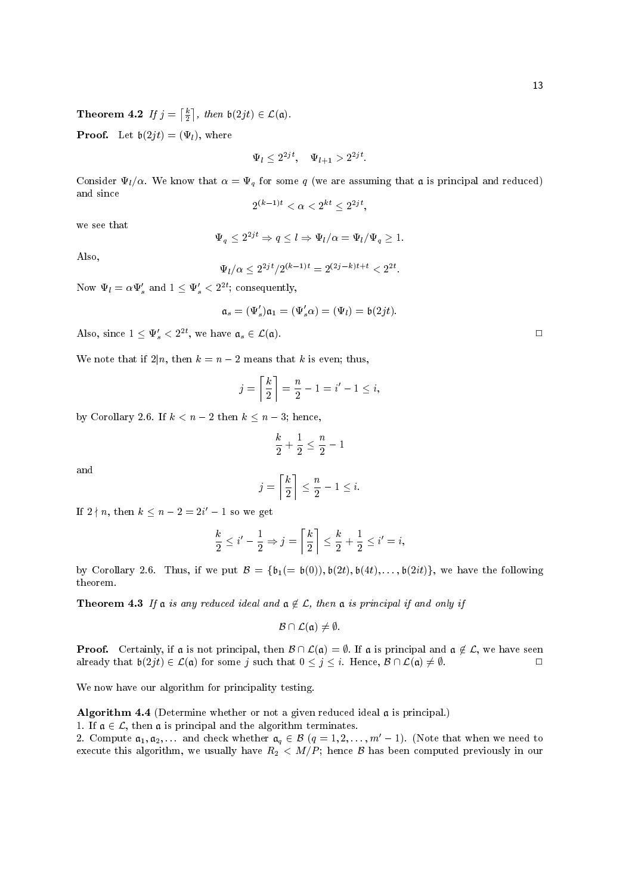**Theorem 4.2** *If $j = \lceil \frac{k}{2} \rceil$, then $\mathfrak{b}(2jt) \in \mathcal{L}(\mathfrak{a})$.*

**Proof.** Let $\mathfrak{b}(2jt) = (\Psi_l)$, where

$$\Psi_l \leq 2^{2jt}, \quad \Psi_{l+1} > 2^{2jt}.$$

Consider $\Psi_l/\alpha$. We know that $\alpha = \Psi_q$ for some $q$ (we are assuming that $\mathfrak{a}$ is principal and reduced) and since

$$2^{(k-1)t} < \alpha < 2^{kt} \leq 2^{2jt},$$

we see that

$$\Psi_q \leq 2^{2jt} \Rightarrow q \leq l \Rightarrow \Psi_l/\alpha = \Psi_l/\Psi_q \geq 1.$$

Also,

$$\Psi_l/\alpha \leq 2^{2jt}/2^{(k-1)t} = 2^{(2j-k)t+t} < 2^{2t}.$$

Now $\Psi_l = \alpha\Psi'_s$ and $1 \leq \Psi'_s < 2^{2t}$; consequently,

$$\mathfrak{a}_s = (\Psi'_s)\mathfrak{a}_1 = (\Psi'_s\alpha) = (\Psi_l) = \mathfrak{b}(2jt).$$

Also, since $1 \leq \Psi'_s < 2^{2t}$, we have $\mathfrak{a}_s \in \mathcal{L}(\mathfrak{a})$. □

We note that if $2|n$, then $k = n-2$ means that $k$ is even; thus,

$$j = \left\lceil \frac{k}{2} \right\rceil = \frac{n}{2} - 1 = i' - 1 \leq i,$$

by Corollary 2.6. If $k < n-2$ then $k \leq n-3$; hence,

$$\frac{k}{2} + \frac{1}{2} \leq \frac{n}{2} - 1$$

and

$$j = \left\lceil \frac{k}{2} \right\rceil \leq \frac{n}{2} - 1 \leq i.$$

If $2 \nmid n$, then $k \leq n - 2 = 2i' - 1$ so we get

$$\frac{k}{2} \leq i' - \frac{1}{2} \Rightarrow j = \left\lceil \frac{k}{2} \right\rceil \leq \frac{k}{2} + \frac{1}{2} \leq i' = i,$$

by Corollary 2.6. Thus, if we put $\mathcal{B} = \{\mathfrak{b}_1 (= \mathfrak{b}(0)), \mathfrak{b}(2t), \mathfrak{b}(4t), \ldots, \mathfrak{b}(2it)\}$, we have the following theorem.

**Theorem 4.3** *If $\mathfrak{a}$ is any reduced ideal and $\mathfrak{a} \notin \mathcal{L}$, then $\mathfrak{a}$ is principal if and only if*

$$\mathcal{B} \cap \mathcal{L}(\mathfrak{a}) \neq \emptyset.$$

**Proof.** Certainly, if $\mathfrak{a}$ is not principal, then $\mathcal{B} \cap \mathcal{L}(\mathfrak{a}) = \emptyset$. If $\mathfrak{a}$ is principal and $\mathfrak{a} \notin \mathcal{L}$, we have seen already that $\mathfrak{b}(2jt) \in \mathcal{L}(\mathfrak{a})$ for some $j$ such that $0 \leq j \leq i$. Hence, $\mathcal{B} \cap \mathcal{L}(\mathfrak{a}) \neq \emptyset$. □

We now have our algorithm for principality testing.

**Algorithm 4.4** (Determine whether or not a given reduced ideal $\mathfrak{a}$ is principal.)

1. If $\mathfrak{a} \in \mathcal{L}$, then $\mathfrak{a}$ is principal and the algorithm terminates.
2. Compute $\mathfrak{a}_1, \mathfrak{a}_2, \ldots$ and check whether $\mathfrak{a}_q \in \mathcal{B}$ ($q = 1, 2, \ldots, m' - 1$). (Note that when we need to execute this algorithm, we usually have $R_2 < M/P$; hence $\mathcal{B}$ has been computed previously in our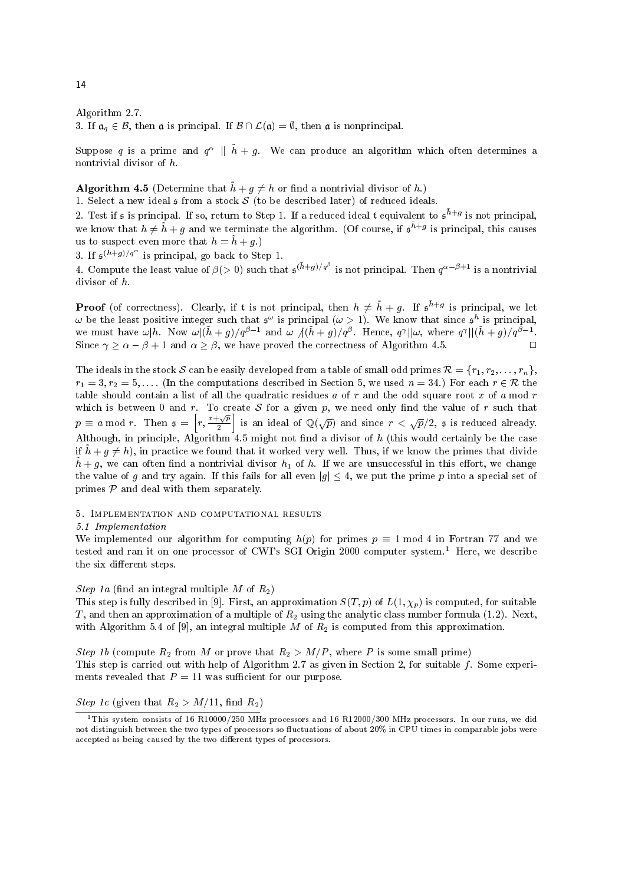Algorithm 2.7.
3. If $\mathfrak{a}_q \in \mathcal{B}$, then $\mathfrak{a}$ is principal. If $\mathcal{B} \cap \mathcal{L}(\mathfrak{a}) = \emptyset$, then $\mathfrak{a}$ is nonprincipal.

Suppose $q$ is a prime and $q^\alpha \parallel \tilde{h} + g$. We can produce an algorithm which often determines a nontrivial divisor of $h$.

**Algorithm 4.5** (Determine that $\tilde{h} + g \neq h$ or find a nontrivial divisor of $h$.)
1. Select a new ideal $\mathfrak{s}$ from a stock $\mathcal{S}$ (to be described later) of reduced ideals.
2. Test if $\mathfrak{s}$ is principal. If so, return to Step 1. If a reduced ideal $\mathfrak{t}$ equivalent to $\mathfrak{s}^{\tilde{h}+g}$ is not principal, we know that $h \neq \tilde{h} + g$ and we terminate the algorithm. (Of course, if $\mathfrak{s}^{\tilde{h}+g}$ is principal, this causes us to suspect even more that $h = \tilde{h} + g$.)
3. If $\mathfrak{s}^{(\tilde{h}+g)/q^\alpha}$ is principal, go back to Step 1.
4. Compute the least value of $\beta (> 0)$ such that $\mathfrak{s}^{(\tilde{h}+g)/q^\beta}$ is not principal. Then $q^{\alpha-\beta+1}$ is a nontrivial divisor of $h$.

**Proof** (of correctness). Clearly, if $\mathfrak{t}$ is not principal, then $h \neq \tilde{h} + g$. If $\mathfrak{s}^{\tilde{h}+g}$ is principal, we let $\omega$ be the least positive integer such that $\mathfrak{s}^\omega$ is principal ($\omega > 1$). We know that since $\mathfrak{s}^h$ is principal, we must have $\omega | h$. Now $\omega | (\tilde{h} + g)/q^{\beta-1}$ and $\omega \not| (\tilde{h} + g)/q^\beta$. Hence, $q^\gamma || \omega$, where $q^\gamma || (\tilde{h} + g)/q^{\beta-1}$. Since $\gamma \geq \alpha - \beta + 1$ and $\alpha \geq \beta$, we have proved the correctness of Algorithm 4.5. $\square$

The ideals in the stock $\mathcal{S}$ can be easily developed from a table of small odd primes $\mathcal{R} = \{r_1, r_2, \ldots, r_n\}$, $r_1 = 3, r_2 = 5, \ldots$. (In the computations described in Section 5, we used $n = 34$.) For each $r \in \mathcal{R}$ the table should contain a list of all the quadratic residues $a$ of $r$ and the odd square root $x$ of $a \bmod r$ which is between 0 and $r$. To create $\mathcal{S}$ for a given $p$, we need only find the value of $r$ such that $p \equiv a \bmod r$. Then $\mathfrak{s} = \left[r, \frac{x+\sqrt{p}}{2}\right]$ is an ideal of $\mathbb{Q}(\sqrt{p})$ and since $r < \sqrt{p}/2$, $\mathfrak{s}$ is reduced already. Although, in principle, Algorithm 4.5 might not find a divisor of $h$ (this would certainly be the case if $\tilde{h} + g \neq h$), in practice we found that it worked very well. Thus, if we know the primes that divide $\tilde{h} + g$, we can often find a nontrivial divisor $h_1$ of $h$. If we are unsuccessful in this effort, we change the value of $g$ and try again. If this fails for all even $|g| \leq 4$, we put the prime $p$ into a special set of primes $\mathcal{P}$ and deal with them separately.

## 5. Implementation and computational results

### 5.1 Implementation

We implemented our algorithm for computing $h(p)$ for primes $p \equiv 1 \bmod 4$ in Fortran 77 and we tested and ran it on one processor of CWI's SGI Origin 2000 computer system.[1] Here, we describe the six different steps.

*Step 1a* (find an integral multiple $M$ of $R_2$)
This step is fully described in [9]. First, an approximation $S(T, p)$ of $L(1, \chi_p)$ is computed, for suitable $T$, and then an approximation of a multiple of $R_2$ using the analytic class number formula (1.2). Next, with Algorithm 5.4 of [9], an integral multiple $M$ of $R_2$ is computed from this approximation.

*Step 1b* (compute $R_2$ from $M$ or prove that $R_2 > M/P$, where $P$ is some small prime)
This step is carried out with help of Algorithm 2.7 as given in Section 2, for suitable $f$. Some experiments revealed that $P = 11$ was sufficient for our purpose.

*Step 1c* (given that $R_2 > M/11$, find $R_2$)

[1] This system consists of 16 R10000/250 MHz processors and 16 R12000/300 MHz processors. In our runs, we did not distinguish between the two types of processors so fluctuations of about 20% in CPU times in comparable jobs were accepted as being caused by the two different types of processors.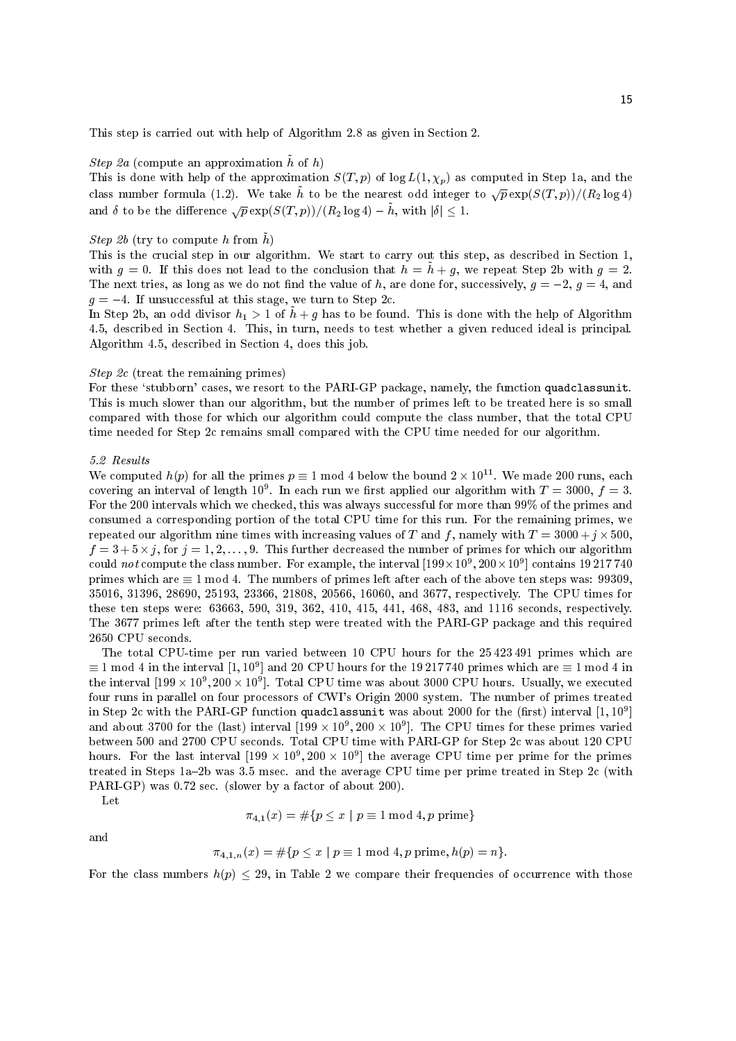This step is carried out with help of Algorithm 2.8 as given in Section 2.

*Step 2a* (compute an approximation $\tilde{h}$ of $h$)
This is done with help of the approximation $S(T, p)$ of $\log L(1, \chi_p)$ as computed in Step 1a, and the class number formula (1.2). We take $\tilde{h}$ to be the nearest odd integer to $\sqrt{p}\exp(S(T,p))/(R_2 \log 4)$ and $\delta$ to be the difference $\sqrt{p}\exp(S(T,p))/(R_2 \log 4) - \tilde{h}$, with $|\delta| \leq 1$.

*Step 2b* (try to compute $h$ from $\tilde{h}$)
This is the crucial step in our algorithm. We start to carry out this step, as described in Section 1, with $g = 0$. If this does not lead to the conclusion that $h = \tilde{h} + g$, we repeat Step 2b with $g = 2$. The next tries, as long as we do not find the value of $h$, are done for, successively, $g = -2$, $g = 4$, and $g = -4$. If unsuccessful at this stage, we turn to Step 2c.
In Step 2b, an odd divisor $h_1 > 1$ of $\tilde{h} + g$ has to be found. This is done with the help of Algorithm 4.5, described in Section 4. This, in turn, needs to test whether a given reduced ideal is principal. Algorithm 4.5, described in Section 4, does this job.

*Step 2c* (treat the remaining primes)
For these 'stubborn' cases, we resort to the PARI-GP package, namely, the function `quadclassunit`. This is much slower than our algorithm, but the number of primes left to be treated here is so small compared with those for which our algorithm could compute the class number, that the total CPU time needed for Step 2c remains small compared with the CPU time needed for our algorithm.

*5.2 Results*
We computed $h(p)$ for all the primes $p \equiv 1 \bmod 4$ below the bound $2 \times 10^{11}$. We made 200 runs, each covering an interval of length $10^9$. In each run we first applied our algorithm with $T = 3000$, $f = 3$. For the 200 intervals which we checked, this was always successful for more than 99% of the primes and consumed a corresponding portion of the total CPU time for this run. For the remaining primes, we repeated our algorithm nine times with increasing values of $T$ and $f$, namely with $T = 3000 + j \times 500$, $f = 3 + 5 \times j$, for $j = 1, 2, \ldots, 9$. This further decreased the number of primes for which our algorithm could *not* compute the class number. For example, the interval $[199 \times 10^9, 200 \times 10^9]$ contains 19 217 740 primes which are $\equiv 1 \bmod 4$. The numbers of primes left after each of the above ten steps was: 99309, 35016, 31396, 28690, 25193, 23366, 21808, 20566, 16060, and 3677, respectively. The CPU times for these ten steps were: 63663, 590, 319, 362, 410, 415, 441, 468, 483, and 1116 seconds, respectively. The 3677 primes left after the tenth step were treated with the PARI-GP package and this required 2650 CPU seconds.

The total CPU-time per run varied between 10 CPU hours for the 25 423 491 primes which are $\equiv 1 \bmod 4$ in the interval $[1, 10^9]$ and 20 CPU hours for the 19 217 740 primes which are $\equiv 1 \bmod 4$ in the interval $[199 \times 10^9, 200 \times 10^9]$. Total CPU time was about 3000 CPU hours. Usually, we executed four runs in parallel on four processors of CWI's Origin 2000 system. The number of primes treated in Step 2c with the PARI-GP function `quadclassunit` was about 2000 for the (first) interval $[1, 10^9]$ and about 3700 for the (last) interval $[199 \times 10^9, 200 \times 10^9]$. The CPU times for these primes varied between 500 and 2700 CPU seconds. Total CPU time with PARI-GP for Step 2c was about 120 CPU hours. For the last interval $[199 \times 10^9, 200 \times 10^9]$ the average CPU time per prime for the primes treated in Steps 1a–2b was 3.5 msec. and the average CPU time per prime treated in Step 2c (with PARI-GP) was 0.72 sec. (slower by a factor of about 200).

Let

$$\pi_{4,1}(x) = \#\{p \leq x \mid p \equiv 1 \bmod 4, p \text{ prime}\}$$

and

$$\pi_{4,1,n}(x) = \#\{p \leq x \mid p \equiv 1 \bmod 4, p \text{ prime}, h(p) = n\}.$$

For the class numbers $h(p) \leq 29$, in Table 2 we compare their frequencies of occurrence with those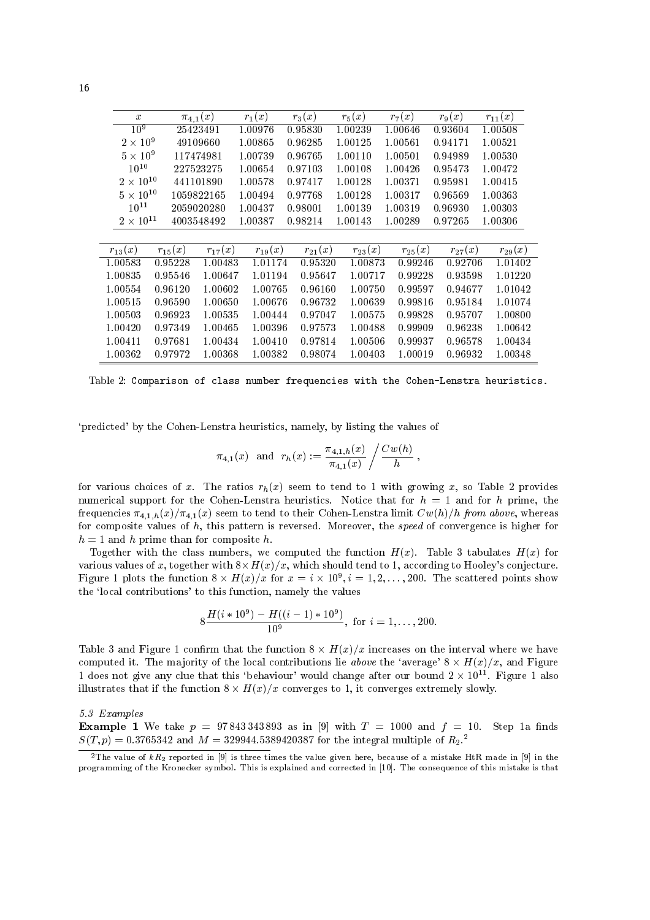| $x$ | $\pi_{4,1}(x)$ | $r_1(x)$ | $r_3(x)$ | $r_5(x)$ | $r_7(x)$ | $r_9(x)$ | $r_{11}(x)$ |
|---|---|---|---|---|---|---|---|
| $10^9$ | 25423491 | 1.00976 | 0.95830 | 1.00239 | 1.00646 | 0.93604 | 1.00508 |
| $2 \times 10^9$ | 49109660 | 1.00865 | 0.96285 | 1.00125 | 1.00561 | 0.94171 | 1.00521 |
| $5 \times 10^9$ | 117474981 | 1.00739 | 0.96765 | 1.00110 | 1.00501 | 0.94989 | 1.00530 |
| $10^{10}$ | 227523275 | 1.00654 | 0.97103 | 1.00108 | 1.00426 | 0.95473 | 1.00472 |
| $2 \times 10^{10}$ | 441101890 | 1.00578 | 0.97417 | 1.00128 | 1.00371 | 0.95981 | 1.00415 |
| $5 \times 10^{10}$ | 1059822165 | 1.00494 | 0.97768 | 1.00128 | 1.00317 | 0.96569 | 1.00363 |
| $10^{11}$ | 2059020280 | 1.00437 | 0.98001 | 1.00139 | 1.00319 | 0.96930 | 1.00303 |
| $2 \times 10^{11}$ | 4003548492 | 1.00387 | 0.98214 | 1.00143 | 1.00289 | 0.97265 | 1.00306 |

| $r_{13}(x)$ | $r_{15}(x)$ | $r_{17}(x)$ | $r_{19}(x)$ | $r_{21}(x)$ | $r_{23}(x)$ | $r_{25}(x)$ | $r_{27}(x)$ | $r_{29}(x)$ |
|---|---|---|---|---|---|---|---|---|
| 1.00583 | 0.95228 | 1.00483 | 1.01174 | 0.95320 | 1.00873 | 0.99246 | 0.92706 | 1.01402 |
| 1.00835 | 0.95546 | 1.00647 | 1.01194 | 0.95647 | 1.00717 | 0.99228 | 0.93598 | 1.01220 |
| 1.00554 | 0.96120 | 1.00602 | 1.00765 | 0.96160 | 1.00750 | 0.99597 | 0.94677 | 1.01042 |
| 1.00515 | 0.96590 | 1.00650 | 1.00676 | 0.96732 | 1.00639 | 0.99816 | 0.95184 | 1.01074 |
| 1.00503 | 0.96923 | 1.00535 | 1.00444 | 0.97047 | 1.00575 | 0.99828 | 0.95707 | 1.00800 |
| 1.00420 | 0.97349 | 1.00465 | 1.00396 | 0.97573 | 1.00488 | 0.99909 | 0.96238 | 1.00642 |
| 1.00411 | 0.97681 | 1.00434 | 1.00410 | 0.97814 | 1.00506 | 0.99937 | 0.96578 | 1.00434 |
| 1.00362 | 0.97972 | 1.00368 | 1.00382 | 0.98074 | 1.00403 | 1.00019 | 0.96932 | 1.00348 |

Table 2: Comparison of class number frequencies with the Cohen-Lenstra heuristics.

'predicted' by the Cohen-Lenstra heuristics, namely, by listing the values of

$$\pi_{4,1}(x) \text{ and } r_h(x) := \frac{\pi_{4,1,h}(x)}{\pi_{4,1}(x)} \Big/ \frac{Cw(h)}{h},$$

for various choices of $x$. The ratios $r_h(x)$ seem to tend to 1 with growing $x$, so Table 2 provides numerical support for the Cohen-Lenstra heuristics. Notice that for $h = 1$ and for $h$ prime, the frequencies $\pi_{4,1,h}(x)/\pi_{4,1}(x)$ seem to tend to their Cohen-Lenstra limit $Cw(h)/h$ *from above*, whereas for composite values of $h$, this pattern is reversed. Moreover, the *speed* of convergence is higher for $h = 1$ and $h$ prime than for composite $h$.

Together with the class numbers, we computed the function $H(x)$. Table 3 tabulates $H(x)$ for various values of $x$, together with $8\times H(x)/x$, which should tend to 1, according to Hooley's conjecture. Figure 1 plots the function $8 \times H(x)/x$ for $x = i \times 10^9, i = 1, 2, \ldots, 200$. The scattered points show the 'local contributions' to this function, namely the values

$$8\frac{H(i * 10^9) - H((i-1) * 10^9)}{10^9}, \text{ for } i = 1, \ldots, 200.$$

Table 3 and Figure 1 confirm that the function $8 \times H(x)/x$ increases on the interval where we have computed it. The majority of the local contributions lie *above* the 'average' $8 \times H(x)/x$, and Figure 1 does not give any clue that this 'behaviour' would change after our bound $2 \times 10^{11}$. Figure 1 also illustrates that if the function $8 \times H(x)/x$ converges to 1, it converges extremely slowly.

*5.3 Examples*

**Example 1** We take $p = 97\,843\,343\,893$ as in [9] with $T = 1000$ and $f = 10$. Step 1a finds $S(T,p) = 0.3765342$ and $M = 329944.5389420387$ for the integral multiple of $R_2$.[2]

[2]The value of $kR_2$ reported in [9] is three times the value given here, because of a mistake HtR made in [9] in the programming of the Kronecker symbol. This is explained and corrected in [10]. The consequence of this mistake is that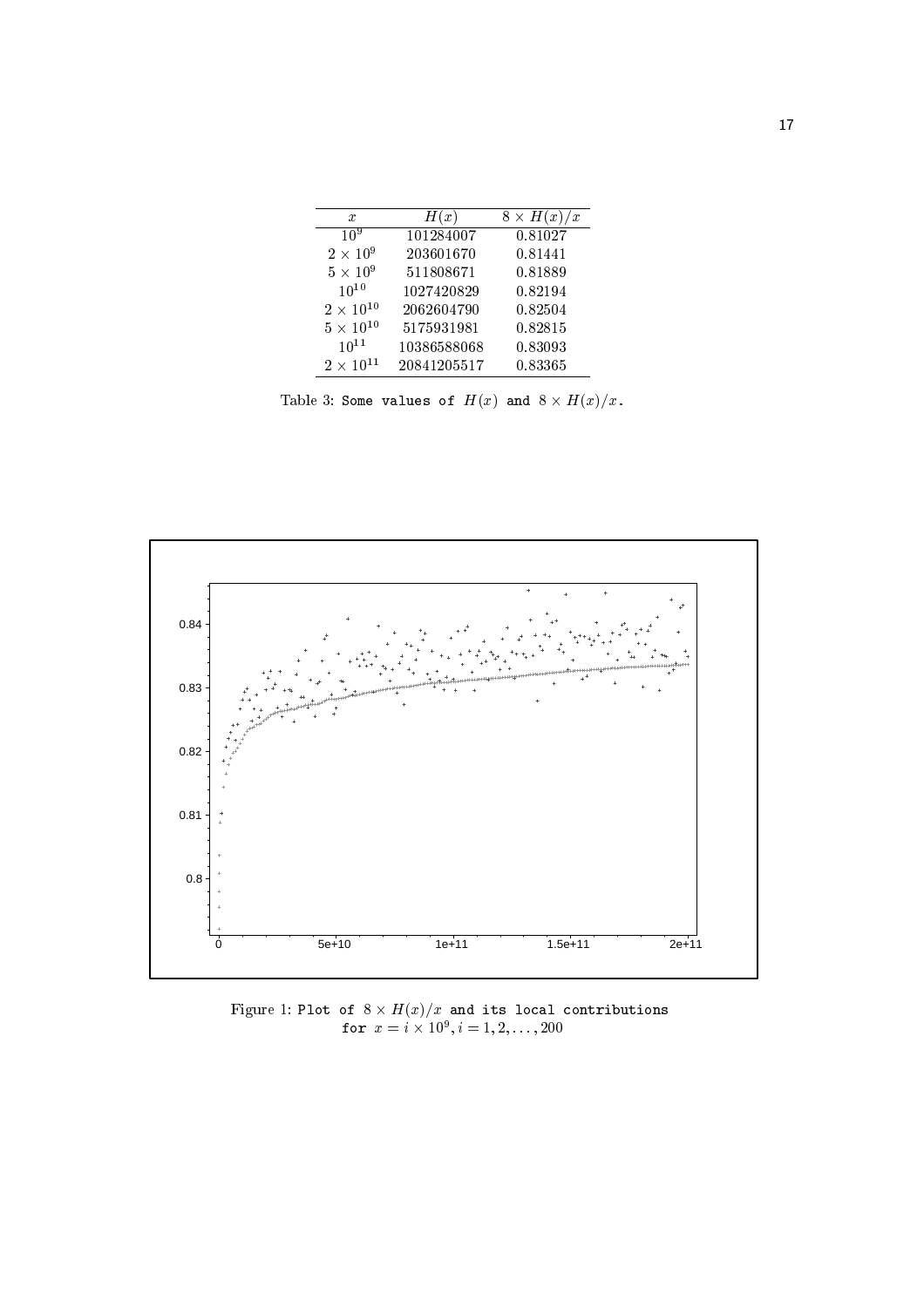| $x$ | $H(x)$ | $8 \times H(x)/x$ |
|---|---|---|
| $10^9$ | 101284007 | 0.81027 |
| $2 \times 10^9$ | 203601670 | 0.81441 |
| $5 \times 10^9$ | 511808671 | 0.81889 |
| $10^{10}$ | 1027420829 | 0.82194 |
| $2 \times 10^{10}$ | 2062604790 | 0.82504 |
| $5 \times 10^{10}$ | 5175931981 | 0.82815 |
| $10^{11}$ | 10386588068 | 0.83093 |
| $2 \times 10^{11}$ | 20841205517 | 0.83365 |

Table 3: Some values of $H(x)$ and $8 \times H(x)/x$.

Figure 1: Plot of $8 \times H(x)/x$ and its local contributions for $x = i \times 10^9, i = 1, 2, \ldots, 200$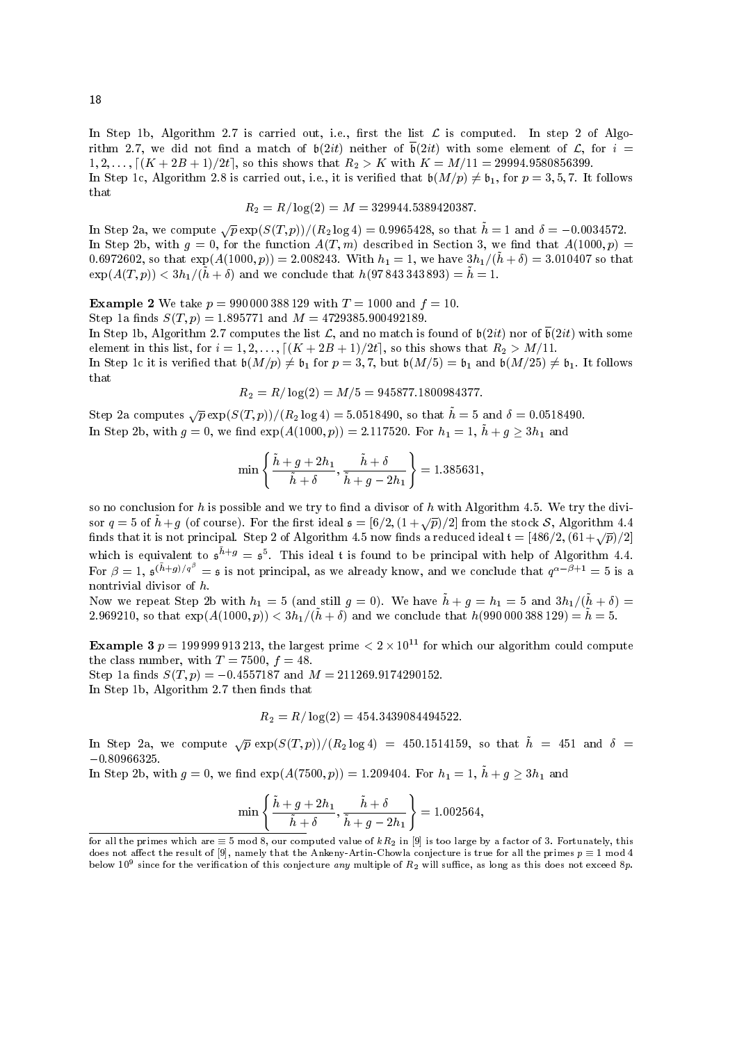In Step 1b, Algorithm 2.7 is carried out, i.e., first the list $\mathcal{L}$ is computed. In step 2 of Algorithm 2.7, we did not find a match of $\mathfrak{b}(2it)$ neither of $\overline{\mathfrak{b}}(2it)$ with some element of $\mathcal{L}$, for $i = 1, 2, \ldots, \lceil (K + 2B + 1)/2t \rceil$, so this shows that $R_2 > K$ with $K = M/11 = 29994.9580856399$.
In Step 1c, Algorithm 2.8 is carried out, i.e., it is verified that $\mathfrak{b}(M/p) \neq \mathfrak{b}_1$, for $p = 3, 5, 7$. It follows that

$$R_2 = R/\log(2) = M = 329944.5389420387.$$

In Step 2a, we compute $\sqrt{p}\exp(S(T,p))/(R_2 \log 4) = 0.9965428$, so that $\tilde{h} = 1$ and $\delta = -0.0034572$.
In Step 2b, with $g = 0$, for the function $A(T, m)$ described in Section 3, we find that $A(1000, p) = 0.6972602$, so that $\exp(A(1000, p)) = 2.008243$. With $h_1 = 1$, we have $3h_1/(\tilde{h} + \delta) = 3.010407$ so that $\exp(A(T, p)) < 3h_1/(\tilde{h} + \delta)$ and we conclude that $h(97\,843\,343\,893) = \tilde{h} = 1$.

**Example 2** We take $p = 990\,000\,388\,129$ with $T = 1000$ and $f = 10$.
Step 1a finds $S(T, p) = 1.895771$ and $M = 4729385.900492189$.
In Step 1b, Algorithm 2.7 computes the list $\mathcal{L}$, and no match is found of $\mathfrak{b}(2it)$ nor of $\overline{\mathfrak{b}}(2it)$ with some element in this list, for $i = 1, 2, \ldots, \lceil (K + 2B + 1)/2t \rceil$, so this shows that $R_2 > M/11$.
In Step 1c it is verified that $\mathfrak{b}(M/p) \neq \mathfrak{b}_1$ for $p = 3, 7$, but $\mathfrak{b}(M/5) = \mathfrak{b}_1$ and $\mathfrak{b}(M/25) \neq \mathfrak{b}_1$. It follows that

$$R_2 = R/\log(2) = M/5 = 945877.1800984377.$$

Step 2a computes $\sqrt{p}\exp(S(T,p))/(R_2 \log 4) = 5.0518490$, so that $\tilde{h} = 5$ and $\delta = 0.0518490$.
In Step 2b, with $g = 0$, we find $\exp(A(1000, p)) = 2.117520$. For $h_1 = 1$, $\tilde{h} + g \geq 3h_1$ and

$$\min\left\{\frac{\tilde{h} + g + 2h_1}{\tilde{h} + \delta}, \frac{\tilde{h} + \delta}{\tilde{h} + g - 2h_1}\right\} = 1.385631,$$

so no conclusion for $h$ is possible and we try to find a divisor of $h$ with Algorithm 4.5. We try the divisor $q = 5$ of $\tilde{h} + g$ (of course). For the first ideal $\mathfrak{s} = [6/2, (1 + \sqrt{p})/2]$ from the stock $\mathcal{S}$, Algorithm 4.4 finds that it is not principal. Step 2 of Algorithm 4.5 now finds a reduced ideal $\mathfrak{t} = [486/2, (61 + \sqrt{p})/2]$ which is equivalent to $\mathfrak{s}^{\tilde{h}+g} = \mathfrak{s}^5$. This ideal $\mathfrak{t}$ is found to be principal with help of Algorithm 4.4. For $\beta = 1$, $\mathfrak{s}^{(\tilde{h}+g)/q^\beta} = \mathfrak{s}$ is not principal, as we already know, and we conclude that $q^{\alpha-\beta+1} = 5$ is a nontrivial divisor of $h$.
Now we repeat Step 2b with $h_1 = 5$ (and still $g = 0$). We have $\tilde{h} + g = h_1 = 5$ and $3h_1/(\tilde{h} + \delta) = 2.969210$, so that $\exp(A(1000, p)) < 3h_1/(\tilde{h} + \delta)$ and we conclude that $h(990\,000\,388\,129) = \tilde{h} = 5$.

**Example 3** $p = 199\,999\,913\,213$, the largest prime $< 2 \times 10^{11}$ for which our algorithm could compute the class number, with $T = 7500$, $f = 48$.
Step 1a finds $S(T, p) = -0.4557187$ and $M = 211269.9174290152$.
In Step 1b, Algorithm 2.7 then finds that

$$R_2 = R/\log(2) = 454.3439084494522.$$

In Step 2a, we compute $\sqrt{p}\exp(S(T,p))/(R_2 \log 4) = 450.1514159$, so that $\tilde{h} = 451$ and $\delta = -0.80966325$.
In Step 2b, with $g = 0$, we find $\exp(A(7500, p)) = 1.209404$. For $h_1 = 1$, $\tilde{h} + g \geq 3h_1$ and

$$\min\left\{\frac{\tilde{h} + g + 2h_1}{\tilde{h} + \delta}, \frac{\tilde{h} + \delta}{\tilde{h} + g - 2h_1}\right\} = 1.002564,$$

---

for all the primes which are $\equiv 5 \bmod 8$, our computed value of $kR_2$ in [9] is too large by a factor of 3. Fortunately, this does not affect the result of [9], namely that the Ankeny-Artin-Chowla conjecture is true for all the primes $p \equiv 1 \bmod 4$ below $10^9$ since for the verification of this conjecture *any* multiple of $R_2$ will suffice, as long as this does not exceed $8p$.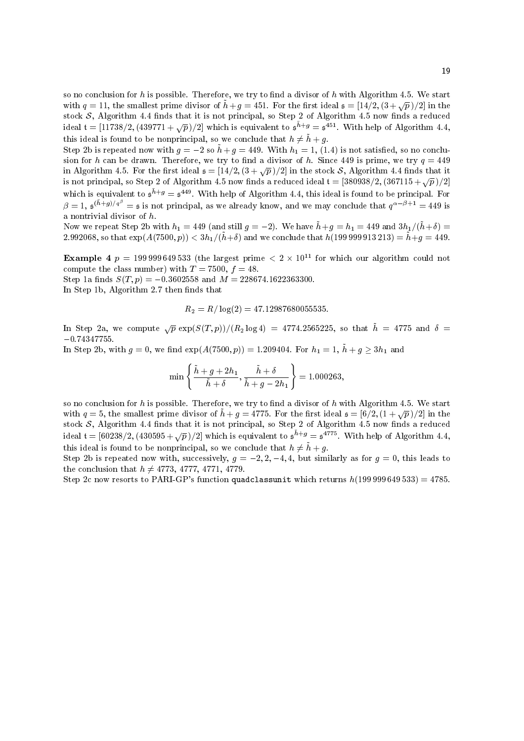so no conclusion for $h$ is possible. Therefore, we try to find a divisor of $h$ with Algorithm 4.5. We start with $q = 11$, the smallest prime divisor of $\tilde{h} + g = 451$. For the first ideal $\mathfrak{s} = [14/2, (3 + \sqrt{p})/2]$ in the stock $\mathcal{S}$, Algorithm 4.4 finds that it is not principal, so Step 2 of Algorithm 4.5 now finds a reduced ideal $\mathfrak{t} = [11738/2, (439771 + \sqrt{p})/2]$ which is equivalent to $\mathfrak{s}^{\tilde{h}+g} = \mathfrak{s}^{451}$. With help of Algorithm 4.4, this ideal is found to be nonprincipal, so we conclude that $h \neq \tilde{h} + g$.

Step 2b is repeated now with $g = -2$ so $\tilde{h} + g = 449$. With $h_1 = 1$, (1.4) is not satisfied, so no conclusion for $h$ can be drawn. Therefore, we try to find a divisor of $h$. Since 449 is prime, we try $q = 449$ in Algorithm 4.5. For the first ideal $\mathfrak{s} = [14/2, (3 + \sqrt{p})/2]$ in the stock $\mathcal{S}$, Algorithm 4.4 finds that it is not principal, so Step 2 of Algorithm 4.5 now finds a reduced ideal $\mathfrak{t} = [380938/2, (367115 + \sqrt{p})/2]$ which is equivalent to $\mathfrak{s}^{\tilde{h}+g} = \mathfrak{s}^{449}$. With help of Algorithm 4.4, this ideal is found to be principal. For $\beta = 1$, $\mathfrak{s}^{(\tilde{h}+g)/q^{\beta}} = \mathfrak{s}$ is not principal, as we already know, and we may conclude that $q^{\alpha-\beta+1} = 449$ is a nontrivial divisor of $h$.

Now we repeat Step 2b with $h_1 = 449$ (and still $g = -2$). We have $\tilde{h} + g = h_1 = 449$ and $3h_1/(\tilde{h} + \delta) = 2.992068$, so that $\exp(A(7500, p)) < 3h_1/(\tilde{h} + \delta)$ and we conclude that $h(199\,999\,913\,213) = \tilde{h} + g = 449$.

**Example 4** $p = 199\,999\,649\,533$ (the largest prime $< 2 \times 10^{11}$ for which our algorithm could not compute the class number) with $T = 7500$, $f = 48$.

Step 1a finds $S(T, p) = -0.3602558$ and $M = 228674.1622363300$.

In Step 1b, Algorithm 2.7 then finds that

$$R_2 = R/\log(2) = 47.12987680055535.$$

In Step 2a, we compute $\sqrt{p}\exp(S(T, p))/(R_2 \log 4) = 4774.2565225$, so that $\tilde{h} = 4775$ and $\delta = -0.74347755$.

In Step 2b, with $g = 0$, we find $\exp(A(7500, p)) = 1.209404$. For $h_1 = 1$, $\tilde{h} + g \geq 3h_1$ and

$$\min\left\{\frac{\tilde{h} + g + 2h_1}{\tilde{h} + \delta}, \frac{\tilde{h} + \delta}{\tilde{h} + g - 2h_1}\right\} = 1.000263,$$

so no conclusion for $h$ is possible. Therefore, we try to find a divisor of $h$ with Algorithm 4.5. We start with $q = 5$, the smallest prime divisor of $\tilde{h} + g = 4775$. For the first ideal $\mathfrak{s} = [6/2, (1 + \sqrt{p})/2]$ in the stock $\mathcal{S}$, Algorithm 4.4 finds that it is not principal, so Step 2 of Algorithm 4.5 now finds a reduced ideal $\mathfrak{t} = [60238/2, (430595 + \sqrt{p})/2]$ which is equivalent to $\mathfrak{s}^{\tilde{h}+g} = \mathfrak{s}^{4775}$. With help of Algorithm 4.4, this ideal is found to be nonprincipal, so we conclude that $h \neq \tilde{h} + g$.

Step 2b is repeated now with, successively, $g = -2, 2, -4, 4$, but similarly as for $g = 0$, this leads to the conclusion that $h \neq 4773$, 4777, 4771, 4779.

Step 2c now resorts to PARI-GP's function `quadclassunit` which returns $h(199\,999\,649\,533) = 4785$.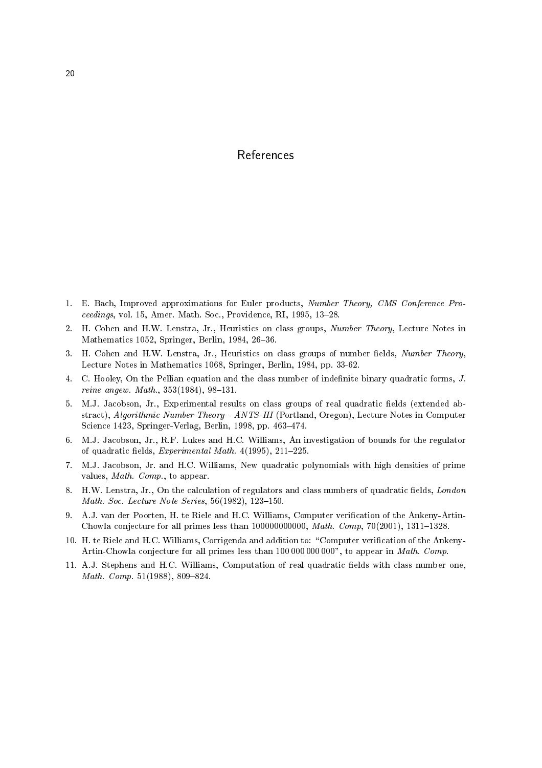# References

1. E. Bach, Improved approximations for Euler products, *Number Theory, CMS Conference Proceedings*, vol. 15, Amer. Math. Soc., Providence, RI, 1995, 13–28.
2. H. Cohen and H.W. Lenstra, Jr., Heuristics on class groups, *Number Theory*, Lecture Notes in Mathematics 1052, Springer, Berlin, 1984, 26–36.
3. H. Cohen and H.W. Lenstra, Jr., Heuristics on class groups of number fields, *Number Theory*, Lecture Notes in Mathematics 1068, Springer, Berlin, 1984, pp. 33-62.
4. C. Hooley, On the Pellian equation and the class number of indefinite binary quadratic forms, *J. reine angew. Math.*, 353(1984), 98–131.
5. M.J. Jacobson, Jr., Experimental results on class groups of real quadratic fields (extended abstract), *Algorithmic Number Theory - ANTS-III* (Portland, Oregon), Lecture Notes in Computer Science 1423, Springer-Verlag, Berlin, 1998, pp. 463–474.
6. M.J. Jacobson, Jr., R.F. Lukes and H.C. Williams, An investigation of bounds for the regulator of quadratic fields, *Experimental Math.* 4(1995), 211–225.
7. M.J. Jacobson, Jr. and H.C. Williams, New quadratic polynomials with high densities of prime values, *Math. Comp.*, to appear.
8. H.W. Lenstra, Jr., On the calculation of regulators and class numbers of quadratic fields, *London Math. Soc. Lecture Note Series*, 56(1982), 123–150.
9. A.J. van der Poorten, H. te Riele and H.C. Williams, Computer verification of the Ankeny-Artin-Chowla conjecture for all primes less than 100000000000, *Math. Comp*, 70(2001), 1311–1328.
10. H. te Riele and H.C. Williams, Corrigenda and addition to: "Computer verification of the Ankeny-Artin-Chowla conjecture for all primes less than 100 000 000 000", to appear in *Math. Comp.*
11. A.J. Stephens and H.C. Williams, Computation of real quadratic fields with class number one, *Math. Comp.* 51(1988), 809–824.